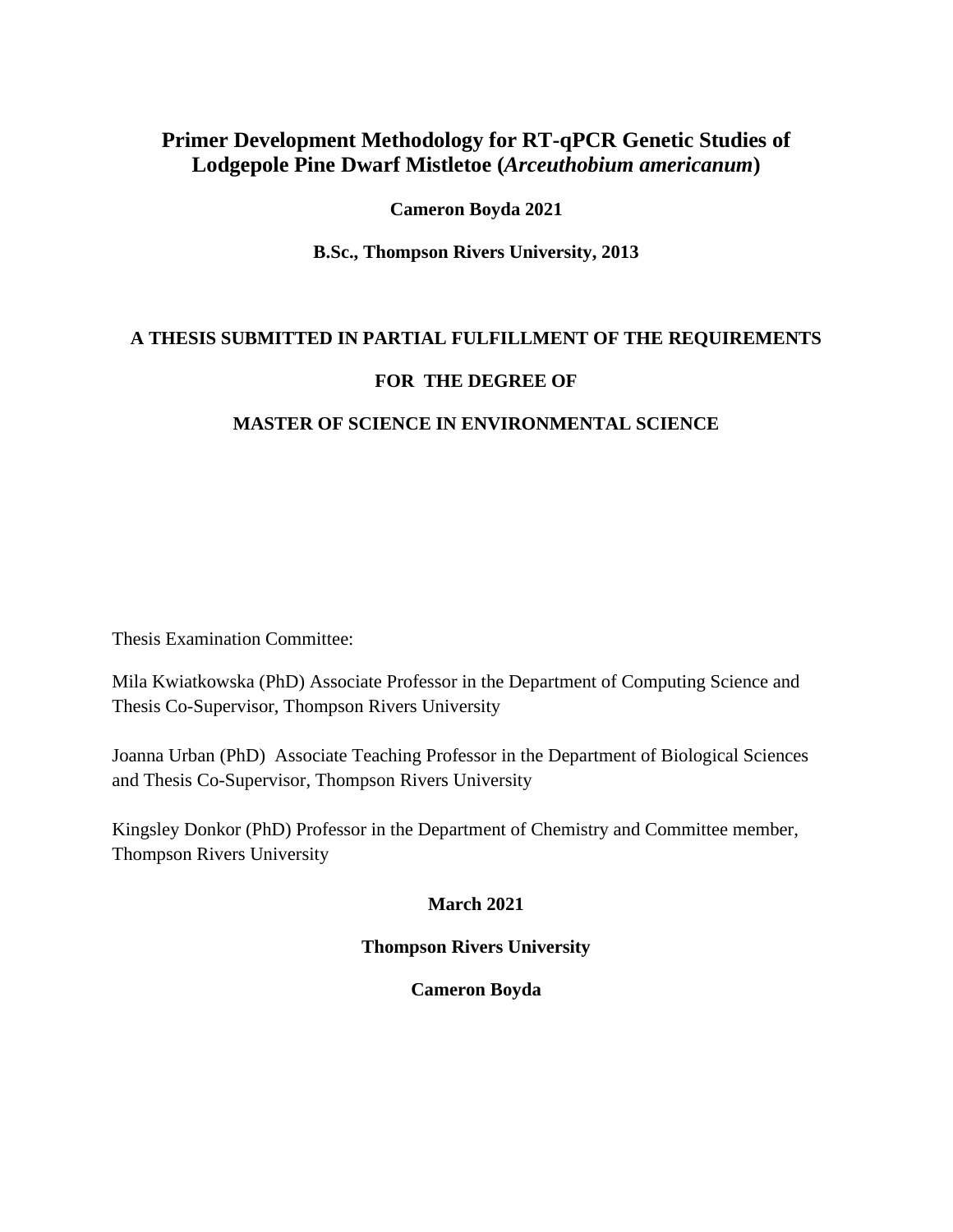# Primer Development Methodology for RT-qPCR Genetic Studies of Lodgepole Pine Dwarf Mistletoe (*Arceuthobium americanum*)

**Cameron Boyda 2021**

**B.Sc., Thompson Rivers University, 2013**

**A THESIS SUBMITTED IN PARTIAL FULFILLMENT OF THE REQUIREMENTS**

**FOR THE DEGREE OF**

**MASTER OF SCIENCE IN ENVIRONMENTAL SCIENCE**

Thesis Examination Committee:

Mila Kwiatkowska (PhD) Associate Professor in the Department of Computing Science and Thesis Co-Supervisor, Thompson Rivers University

Joanna Urban (PhD) Associate Teaching Professor in the Department of Biological Sciences and Thesis Co-Supervisor, Thompson Rivers University

Kingsley Donkor (PhD) Professor in the Department of Chemistry and Committee member, Thompson Rivers University

**March 2021**

**Thompson Rivers University**

**Cameron Boyda**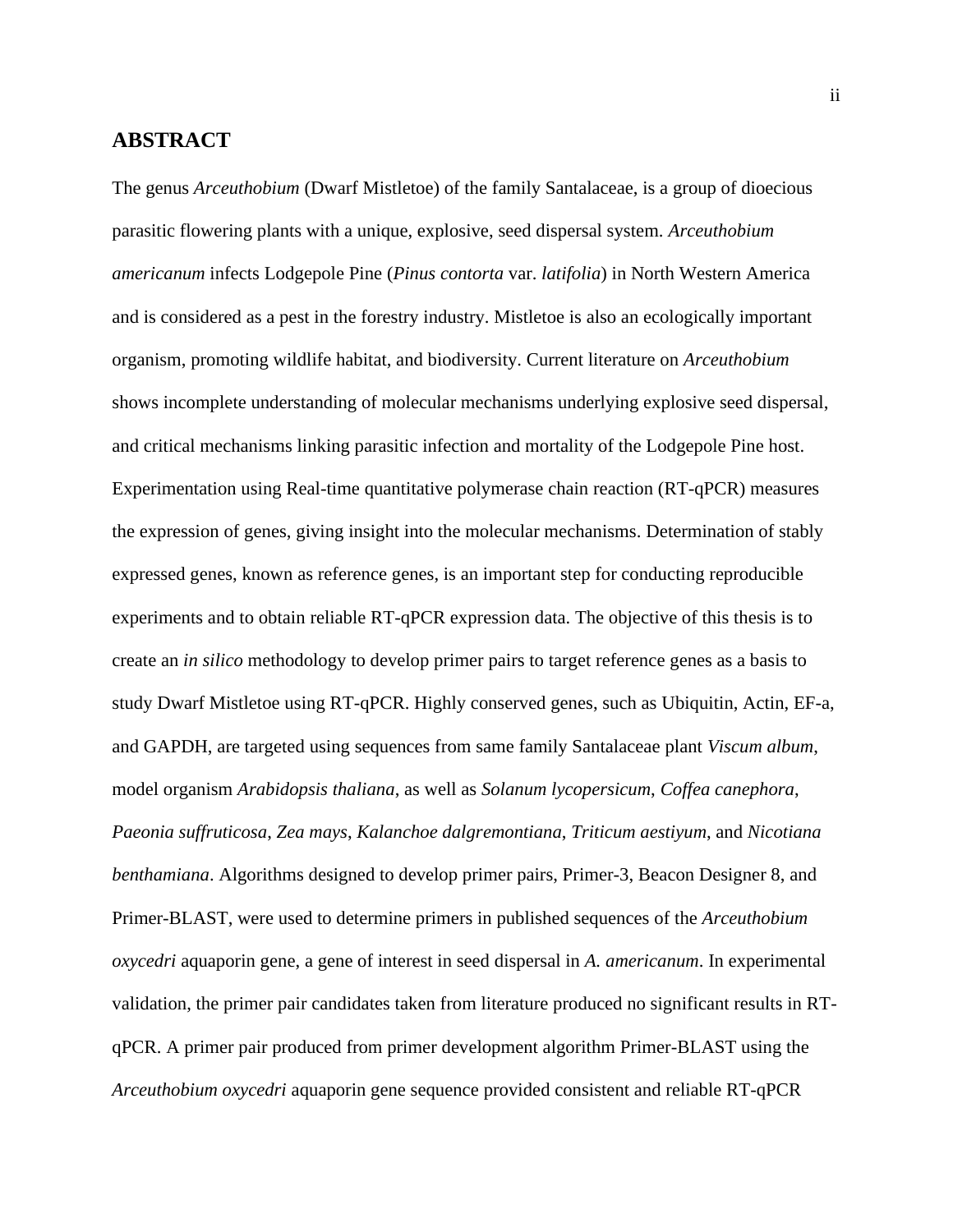## ABSTRACT

The genus *Arceuthobium* (Dwarf Mistletoe) of the family Santalaceae, is a group of dioecious parasitic flowering plants with a unique, explosive, seed dispersal system. *Arceuthobium americanum* infects Lodgepole Pine (*Pinus contorta* var. *latifolia*) in North Western America and is considered as a pest in the forestry industry. Mistletoe is also an ecologically important organism, promoting wildlife habitat, and biodiversity. Current literature on *Arceuthobium* shows incomplete understanding of molecular mechanisms underlying explosive seed dispersal, and critical mechanisms linking parasitic infection and mortality of the Lodgepole Pine host. Experimentation using Real-time quantitative polymerase chain reaction (RT-qPCR) measures the expression of genes, giving insight into the molecular mechanisms. Determination of stably expressed genes, known as reference genes, is an important step for conducting reproducible experiments and to obtain reliable RT-qPCR expression data. The objective of this thesis is to create an *in silico* methodology to develop primer pairs to target reference genes as a basis to study Dwarf Mistletoe using RT-qPCR. Highly conserved genes, such as Ubiquitin, Actin, EF-a, and GAPDH, are targeted using sequences from same family Santalaceae plant *Viscum album*, model organism *Arabidopsis thaliana*, as well as *Solanum lycopersicum*, *Coffea canephora*, *Paeonia suffruticosa*, *Zea mays*, *Kalanchoe dalgremontiana*, *Triticum aestiyum*, and *Nicotiana benthamiana*. Algorithms designed to develop primer pairs, Primer-3, Beacon Designer 8, and Primer-BLAST, were used to determine primers in published sequences of the *Arceuthobium oxycedri* aquaporin gene, a gene of interest in seed dispersal in *A. americanum*. In experimental validation, the primer pair candidates taken from literature produced no significant results in RT-qPCR. A primer pair produced from primer development algorithm Primer-BLAST using the *Arceuthobium oxycedri* aquaporin gene sequence provided consistent and reliable RT-qPCR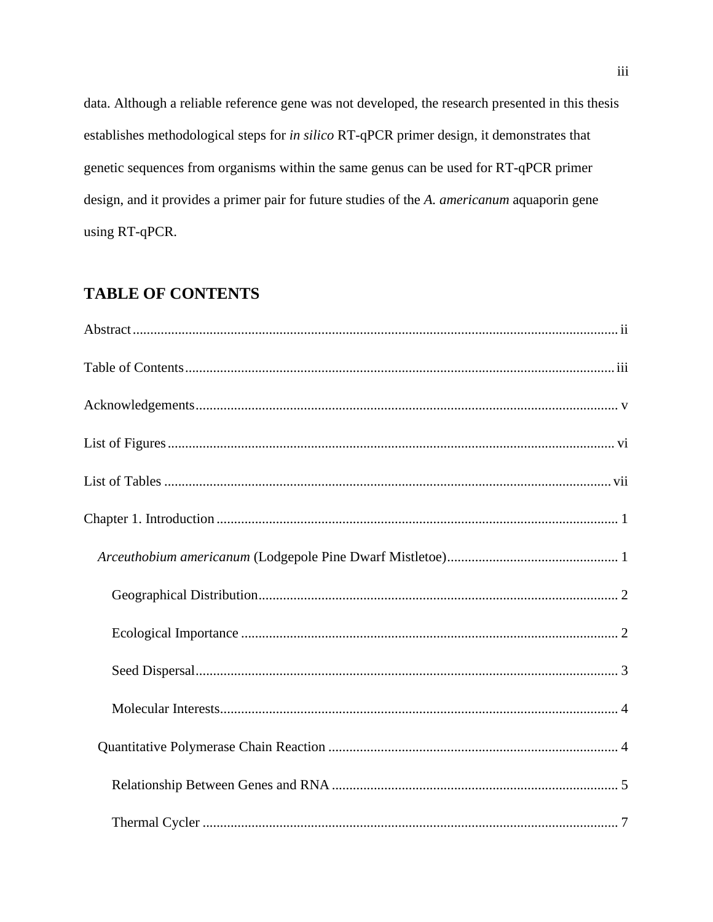data. Although a reliable reference gene was not developed, the research presented in this thesis establishes methodological steps for *in silico* RT-qPCR primer design, it demonstrates that genetic sequences from organisms within the same genus can be used for RT-qPCR primer design, and it provides a primer pair for future studies of the *A. americanum* aquaporin gene using RT-qPCR.

## TABLE OF CONTENTS

Abstract ........................................................ ii

Table of Contents ........................................................ iii

Acknowledgements ........................................................ v

List of Figures ........................................................ vi

List of Tables ........................................................ vii

Chapter 1. Introduction ........................................................ 1

- *Arceuthobium americanum* (Lodgepole Pine Dwarf Mistletoe) ........................................................ 1
    - Geographical Distribution ........................................................ 2
    - Ecological Importance ........................................................ 2
    - Seed Dispersal ........................................................ 3
    - Molecular Interests ........................................................ 4
- Quantitative Polymerase Chain Reaction ........................................................ 4
    - Relationship Between Genes and RNA ........................................................ 5
    - Thermal Cycler ........................................................ 7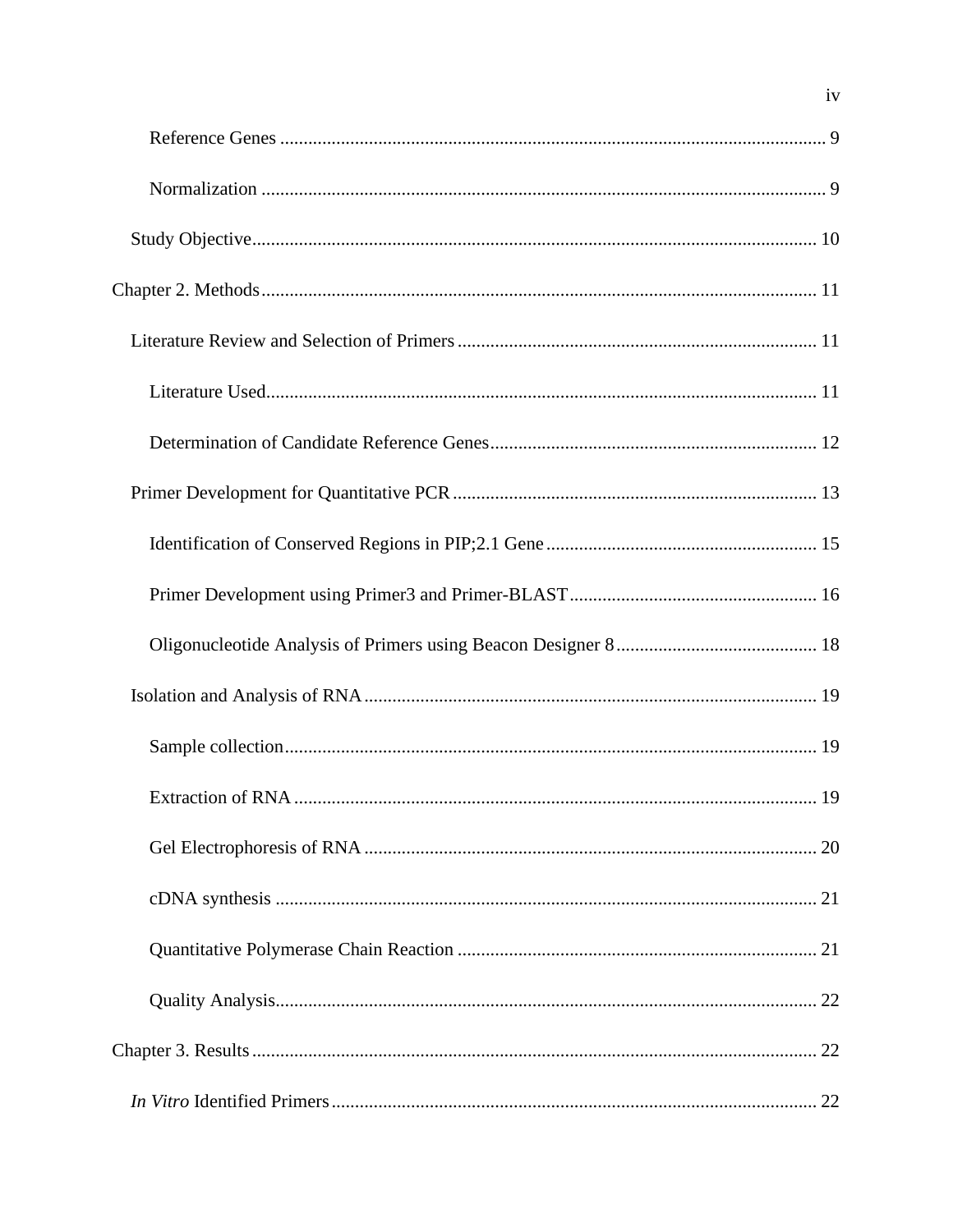Reference Genes ........................................................................................................ 9

Normalization ............................................................................................................ 9

Study Objective.............................................................................................................. 10

Chapter 2. Methods............................................................................................................ 11

Literature Review and Selection of Primers ................................................................. 11

Literature Used........................................................................................................ 11

Determination of Candidate Reference Genes......................................................... 12

Primer Development for Quantitative PCR .................................................................. 13

Identification of Conserved Regions in PIP;2.1 Gene ............................................. 15

Primer Development using Primer3 and Primer-BLAST........................................ 16

Oligonucleotide Analysis of Primers using Beacon Designer 8 .............................. 18

Isolation and Analysis of RNA ...................................................................................... 19

Sample collection..................................................................................................... 19

Extraction of RNA ................................................................................................... 19

Gel Electrophoresis of RNA .................................................................................... 20

cDNA synthesis ....................................................................................................... 21

Quantitative Polymerase Chain Reaction ................................................................ 21

Quality Analysis....................................................................................................... 22

Chapter 3. Results.............................................................................................................. 22

*In Vitro* Identified Primers ............................................................................................. 22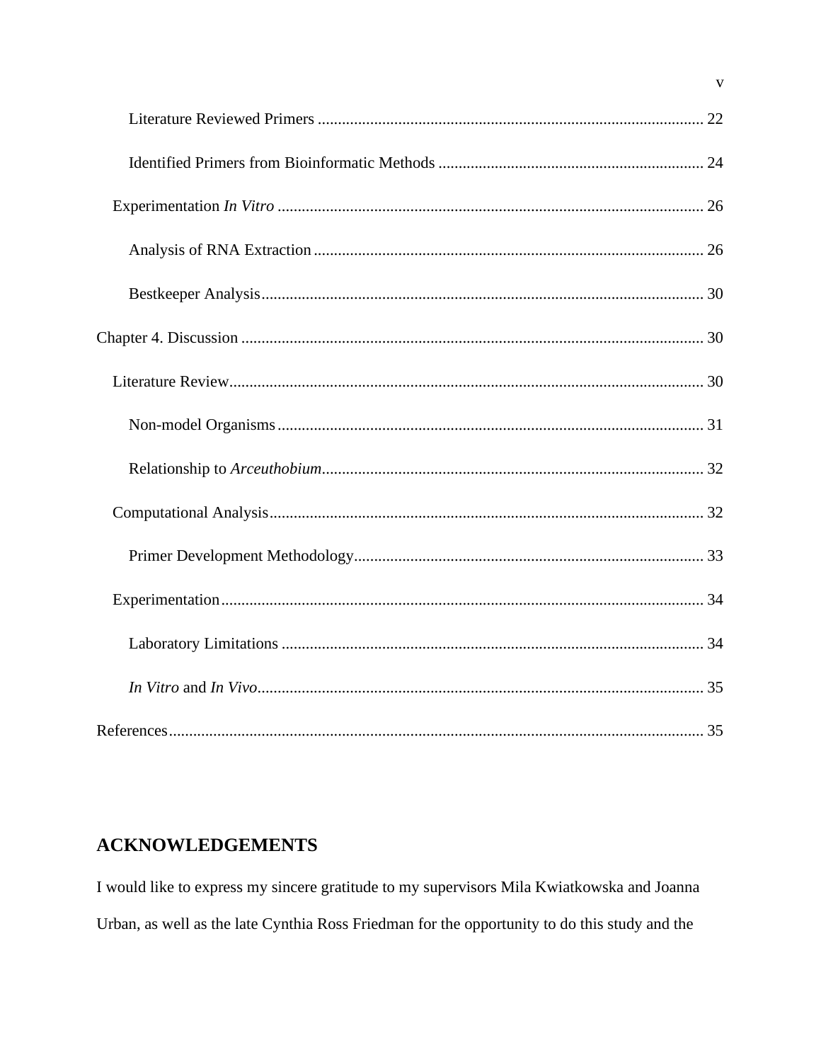Literature Reviewed Primers ................................................................................................ 22

Identified Primers from Bioinformatic Methods .................................................................. 24

Experimentation *In Vitro* .......................................................................................................... 26

Analysis of RNA Extraction ................................................................................................ 26

Bestkeeper Analysis.............................................................................................................. 30

Chapter 4. Discussion .................................................................................................................. 30

Literature Review...................................................................................................................... 30

Non-model Organisms .......................................................................................................... 31

Relationship to *Arceuthobium*................................................................................................ 32

Computational Analysis............................................................................................................ 32

Primer Development Methodology....................................................................................... 33

Experimentation........................................................................................................................ 34

Laboratory Limitations ......................................................................................................... 34

*In Vitro* and *In Vivo*................................................................................................................ 35

References.................................................................................................................................... 35

## ACKNOWLEDGEMENTS

I would like to express my sincere gratitude to my supervisors Mila Kwiatkowska and Joanna Urban, as well as the late Cynthia Ross Friedman for the opportunity to do this study and the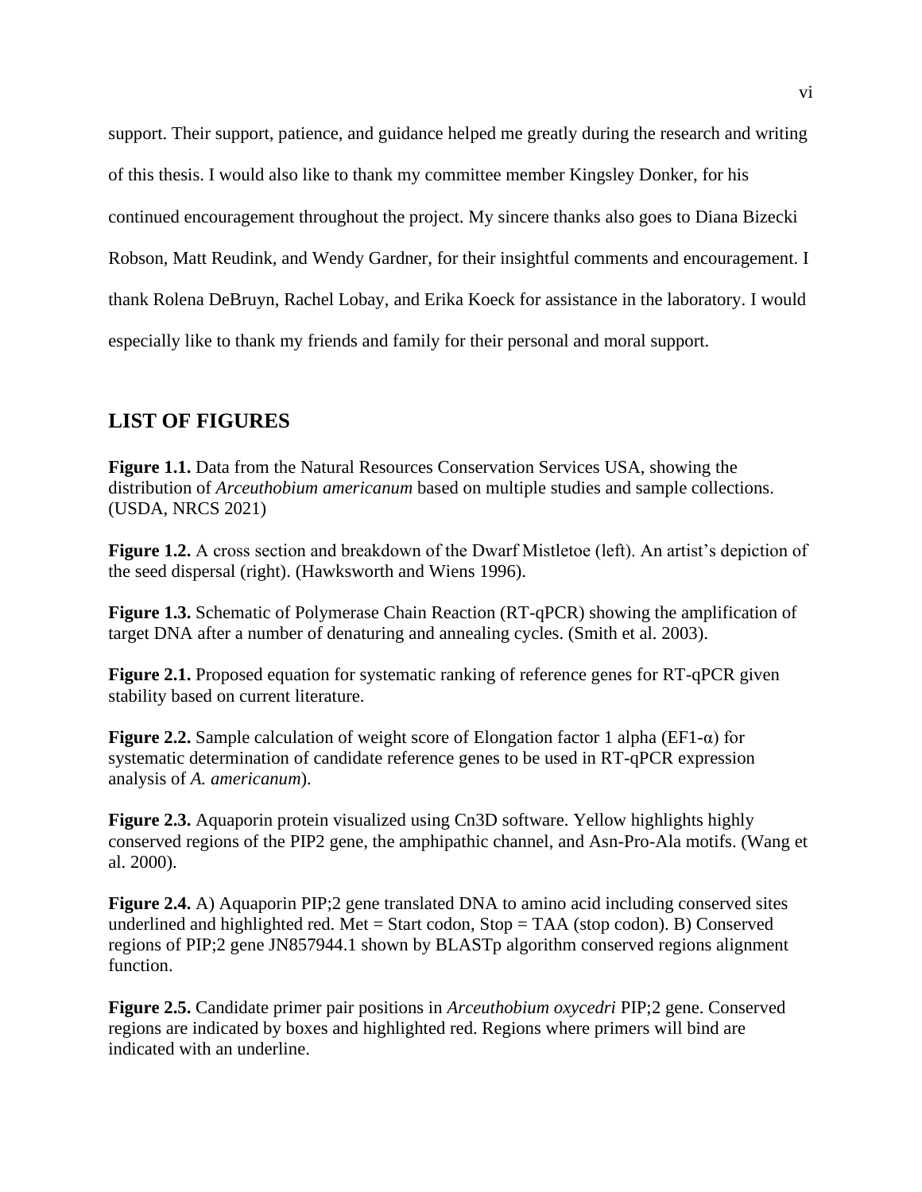support. Their support, patience, and guidance helped me greatly during the research and writing of this thesis. I would also like to thank my committee member Kingsley Donker, for his continued encouragement throughout the project. My sincere thanks also goes to Diana Bizecki Robson, Matt Reudink, and Wendy Gardner, for their insightful comments and encouragement. I thank Rolena DeBruyn, Rachel Lobay, and Erika Koeck for assistance in the laboratory. I would especially like to thank my friends and family for their personal and moral support.

## LIST OF FIGURES

**Figure 1.1.** Data from the Natural Resources Conservation Services USA, showing the distribution of *Arceuthobium americanum* based on multiple studies and sample collections. (USDA, NRCS 2021)

**Figure 1.2.** A cross section and breakdown of the Dwarf Mistletoe (left). An artist's depiction of the seed dispersal (right). (Hawksworth and Wiens 1996).

**Figure 1.3.** Schematic of Polymerase Chain Reaction (RT-qPCR) showing the amplification of target DNA after a number of denaturing and annealing cycles. (Smith et al. 2003).

**Figure 2.1.** Proposed equation for systematic ranking of reference genes for RT-qPCR given stability based on current literature.

**Figure 2.2.** Sample calculation of weight score of Elongation factor 1 alpha (EF1-α) for systematic determination of candidate reference genes to be used in RT-qPCR expression analysis of *A. americanum*).

**Figure 2.3.** Aquaporin protein visualized using Cn3D software. Yellow highlights highly conserved regions of the PIP2 gene, the amphipathic channel, and Asn-Pro-Ala motifs. (Wang et al. 2000).

**Figure 2.4.** A) Aquaporin PIP;2 gene translated DNA to amino acid including conserved sites underlined and highlighted red. Met = Start codon, Stop = TAA (stop codon). B) Conserved regions of PIP;2 gene JN857944.1 shown by BLASTp algorithm conserved regions alignment function.

**Figure 2.5.** Candidate primer pair positions in *Arceuthobium oxycedri* PIP;2 gene. Conserved regions are indicated by boxes and highlighted red. Regions where primers will bind are indicated with an underline.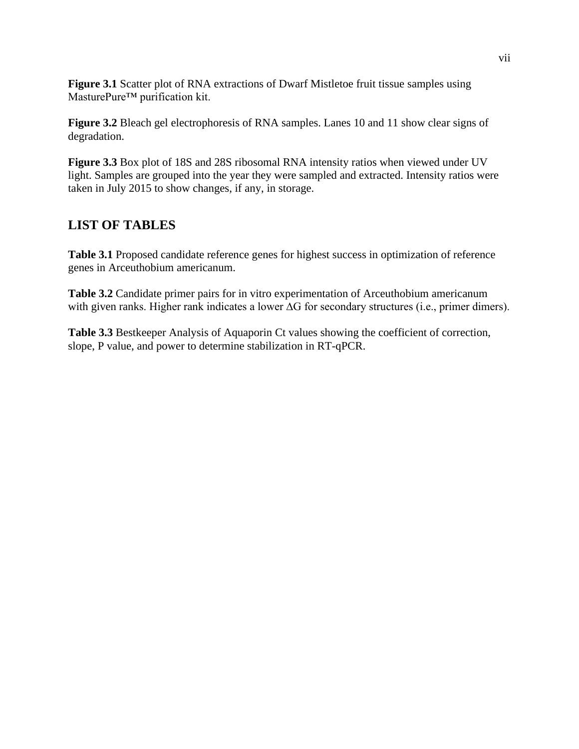**Figure 3.1** Scatter plot of RNA extractions of Dwarf Mistletoe fruit tissue samples using MasturePure™ purification kit.

**Figure 3.2** Bleach gel electrophoresis of RNA samples. Lanes 10 and 11 show clear signs of degradation.

**Figure 3.3** Box plot of 18S and 28S ribosomal RNA intensity ratios when viewed under UV light. Samples are grouped into the year they were sampled and extracted. Intensity ratios were taken in July 2015 to show changes, if any, in storage.

## LIST OF TABLES

**Table 3.1** Proposed candidate reference genes for highest success in optimization of reference genes in Arceuthobium americanum.

**Table 3.2** Candidate primer pairs for in vitro experimentation of Arceuthobium americanum with given ranks. Higher rank indicates a lower $\Delta G$ for secondary structures (i.e., primer dimers).

**Table 3.3** Bestkeeper Analysis of Aquaporin Ct values showing the coefficient of correction, slope, P value, and power to determine stabilization in RT-qPCR.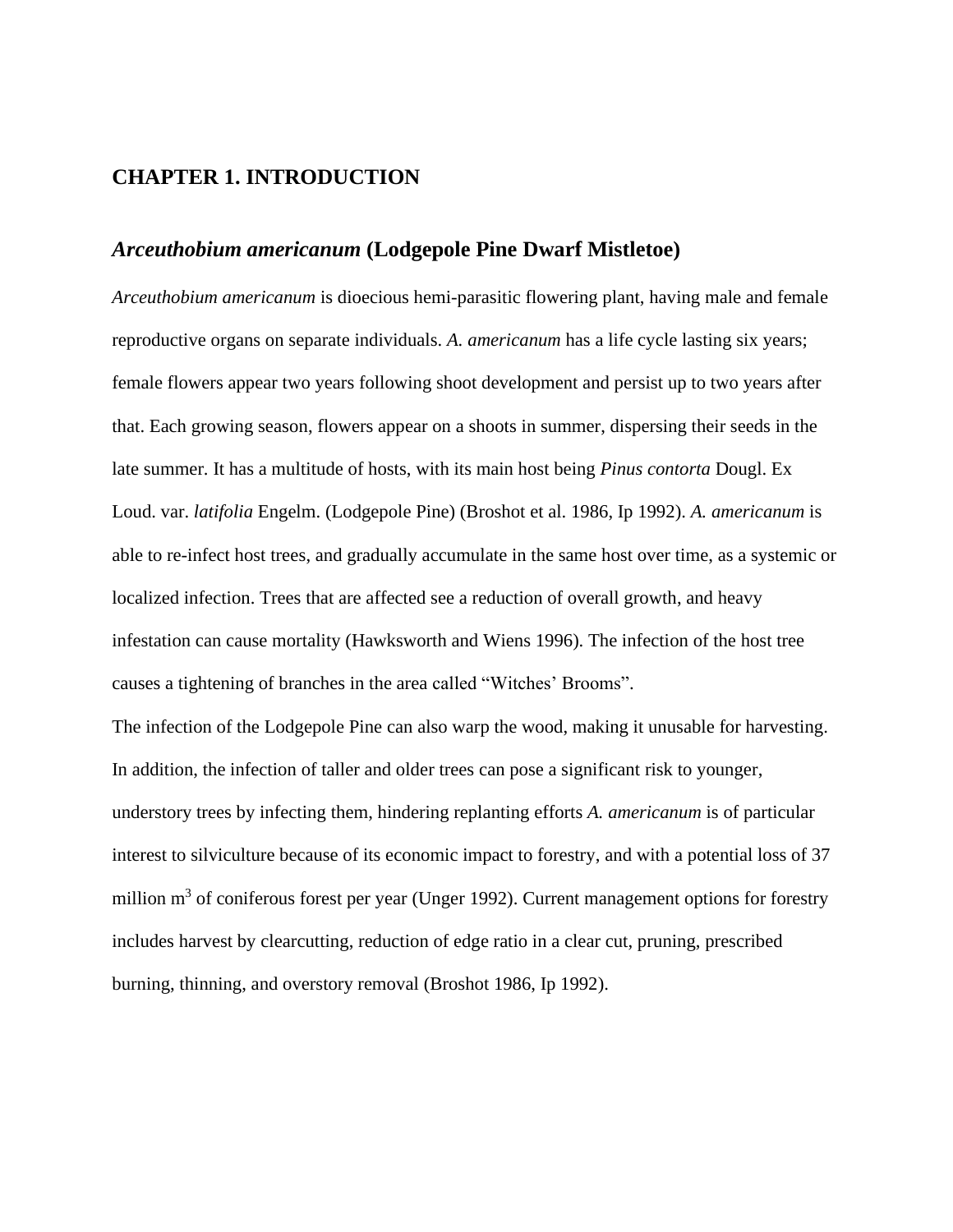# CHAPTER 1. INTRODUCTION

## *Arceuthobium americanum* (Lodgepole Pine Dwarf Mistletoe)

*Arceuthobium americanum* is dioecious hemi-parasitic flowering plant, having male and female reproductive organs on separate individuals. *A. americanum* has a life cycle lasting six years; female flowers appear two years following shoot development and persist up to two years after that. Each growing season, flowers appear on a shoots in summer, dispersing their seeds in the late summer. It has a multitude of hosts, with its main host being *Pinus contorta* Dougl. Ex Loud. var. *latifolia* Engelm. (Lodgepole Pine) (Broshot et al. 1986, Ip 1992). *A. americanum* is able to re-infect host trees, and gradually accumulate in the same host over time, as a systemic or localized infection. Trees that are affected see a reduction of overall growth, and heavy infestation can cause mortality (Hawksworth and Wiens 1996). The infection of the host tree causes a tightening of branches in the area called "Witches' Brooms".

The infection of the Lodgepole Pine can also warp the wood, making it unusable for harvesting. In addition, the infection of taller and older trees can pose a significant risk to younger, understory trees by infecting them, hindering replanting efforts *A. americanum* is of particular interest to silviculture because of its economic impact to forestry, and with a potential loss of 37 million $m^3$ of coniferous forest per year (Unger 1992). Current management options for forestry includes harvest by clearcutting, reduction of edge ratio in a clear cut, pruning, prescribed burning, thinning, and overstory removal (Broshot 1986, Ip 1992).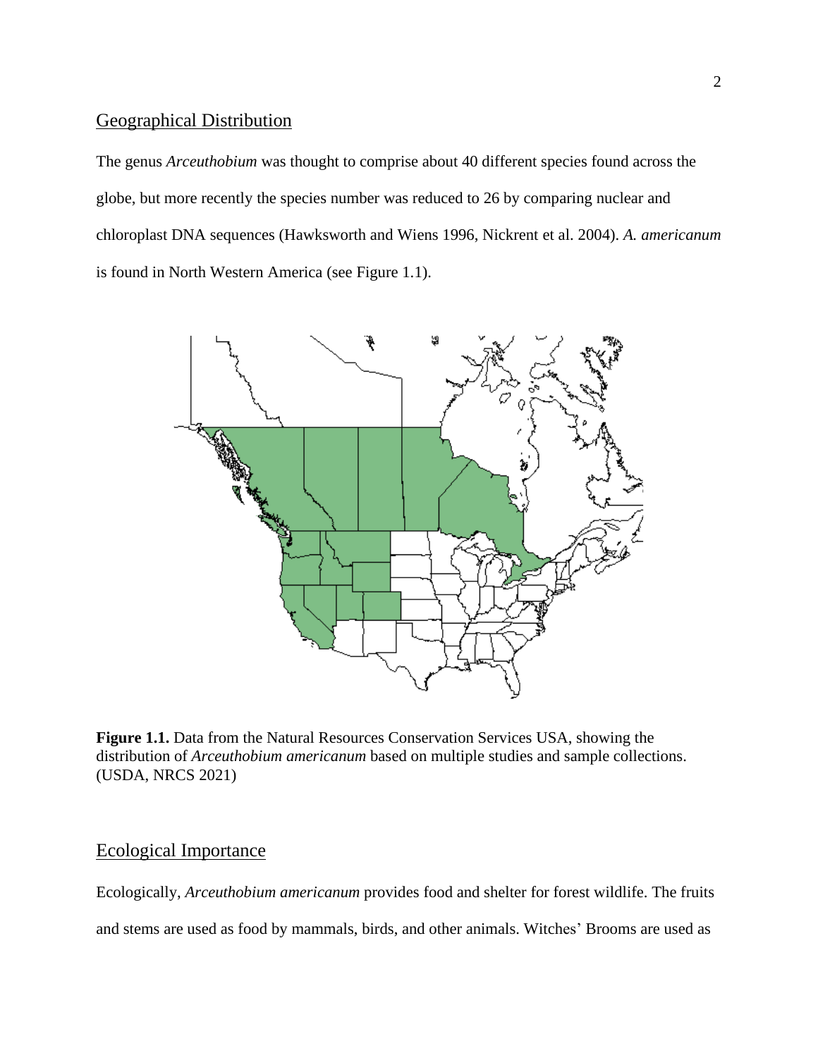## Geographical Distribution

The genus *Arceuthobium* was thought to comprise about 40 different species found across the globe, but more recently the species number was reduced to 26 by comparing nuclear and chloroplast DNA sequences (Hawksworth and Wiens 1996, Nickrent et al. 2004). *A. americanum* is found in North Western America (see Figure 1.1).

**Figure 1.1.** Data from the Natural Resources Conservation Services USA, showing the distribution of *Arceuthobium americanum* based on multiple studies and sample collections. (USDA, NRCS 2021)

## Ecological Importance

Ecologically, *Arceuthobium americanum* provides food and shelter for forest wildlife. The fruits and stems are used as food by mammals, birds, and other animals. Witches' Brooms are used as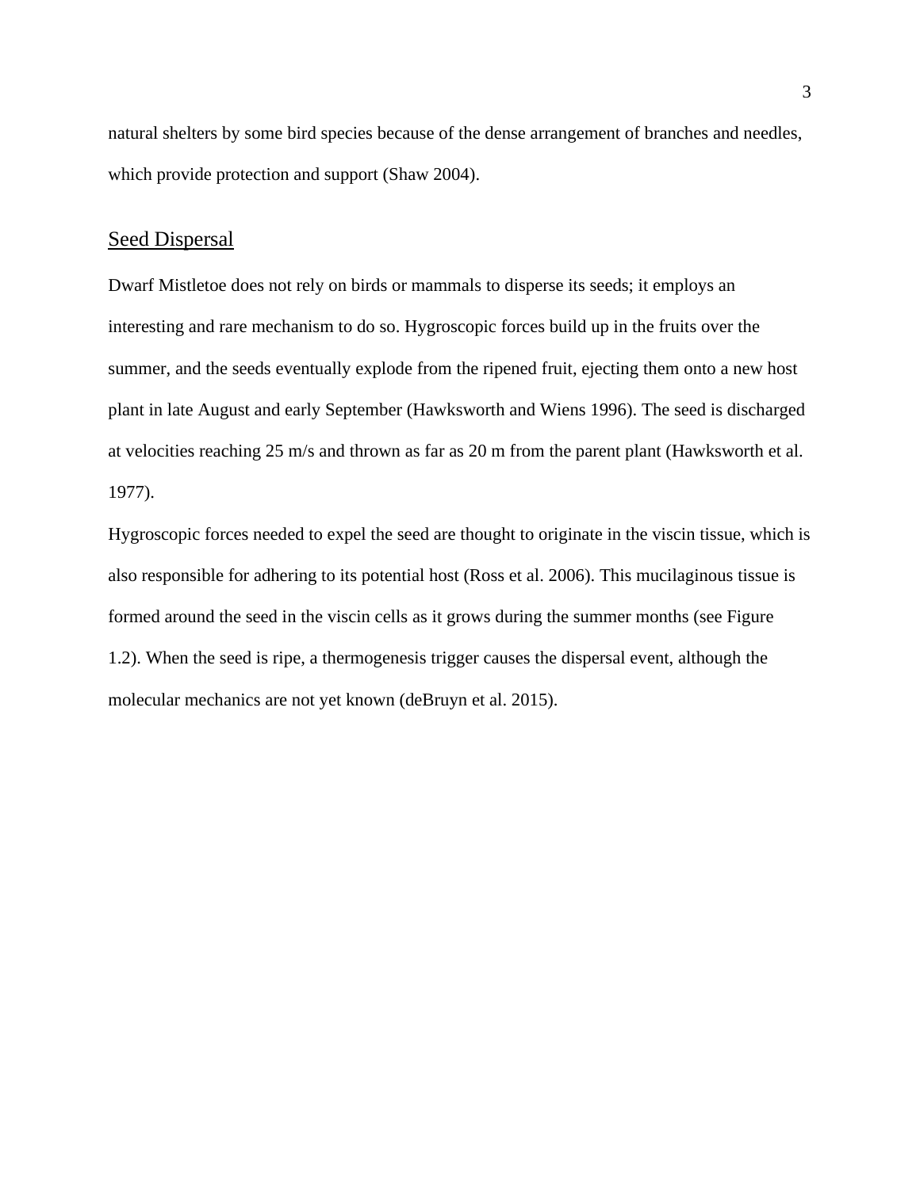natural shelters by some bird species because of the dense arrangement of branches and needles, which provide protection and support (Shaw 2004).

## Seed Dispersal

Dwarf Mistletoe does not rely on birds or mammals to disperse its seeds; it employs an interesting and rare mechanism to do so. Hygroscopic forces build up in the fruits over the summer, and the seeds eventually explode from the ripened fruit, ejecting them onto a new host plant in late August and early September (Hawksworth and Wiens 1996). The seed is discharged at velocities reaching 25 m/s and thrown as far as 20 m from the parent plant (Hawksworth et al. 1977).

Hygroscopic forces needed to expel the seed are thought to originate in the viscin tissue, which is also responsible for adhering to its potential host (Ross et al. 2006). This mucilaginous tissue is formed around the seed in the viscin cells as it grows during the summer months (see Figure 1.2). When the seed is ripe, a thermogenesis trigger causes the dispersal event, although the molecular mechanics are not yet known (deBruyn et al. 2015).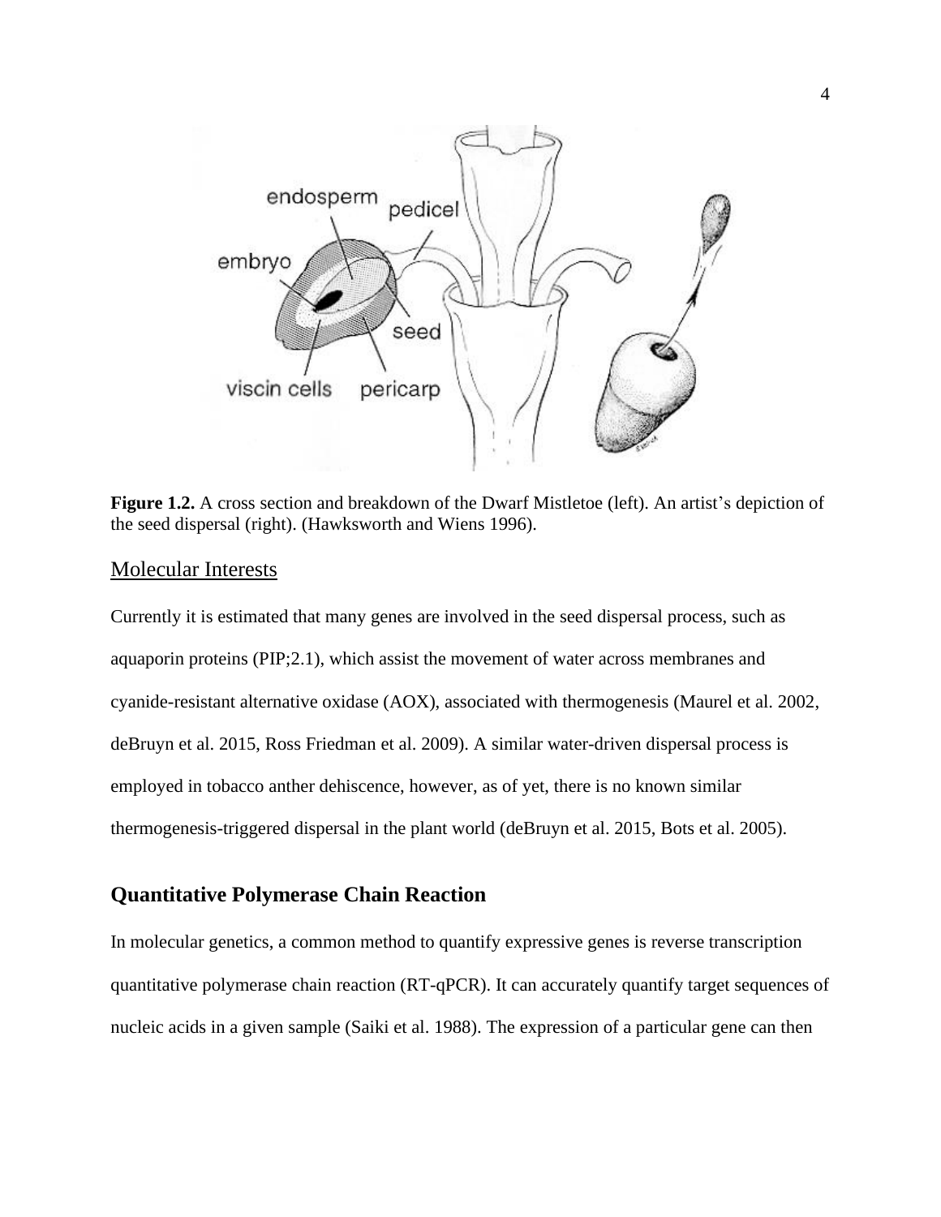**Figure 1.2.** A cross section and breakdown of the Dwarf Mistletoe (left). An artist's depiction of the seed dispersal (right). (Hawksworth and Wiens 1996).

## Molecular Interests

Currently it is estimated that many genes are involved in the seed dispersal process, such as aquaporin proteins (PIP;2.1), which assist the movement of water across membranes and cyanide-resistant alternative oxidase (AOX), associated with thermogenesis (Maurel et al. 2002, deBruyn et al. 2015, Ross Friedman et al. 2009). A similar water-driven dispersal process is employed in tobacco anther dehiscence, however, as of yet, there is no known similar thermogenesis-triggered dispersal in the plant world (deBruyn et al. 2015, Bots et al. 2005).

## Quantitative Polymerase Chain Reaction

In molecular genetics, a common method to quantify expressive genes is reverse transcription quantitative polymerase chain reaction (RT-qPCR). It can accurately quantify target sequences of nucleic acids in a given sample (Saiki et al. 1988). The expression of a particular gene can then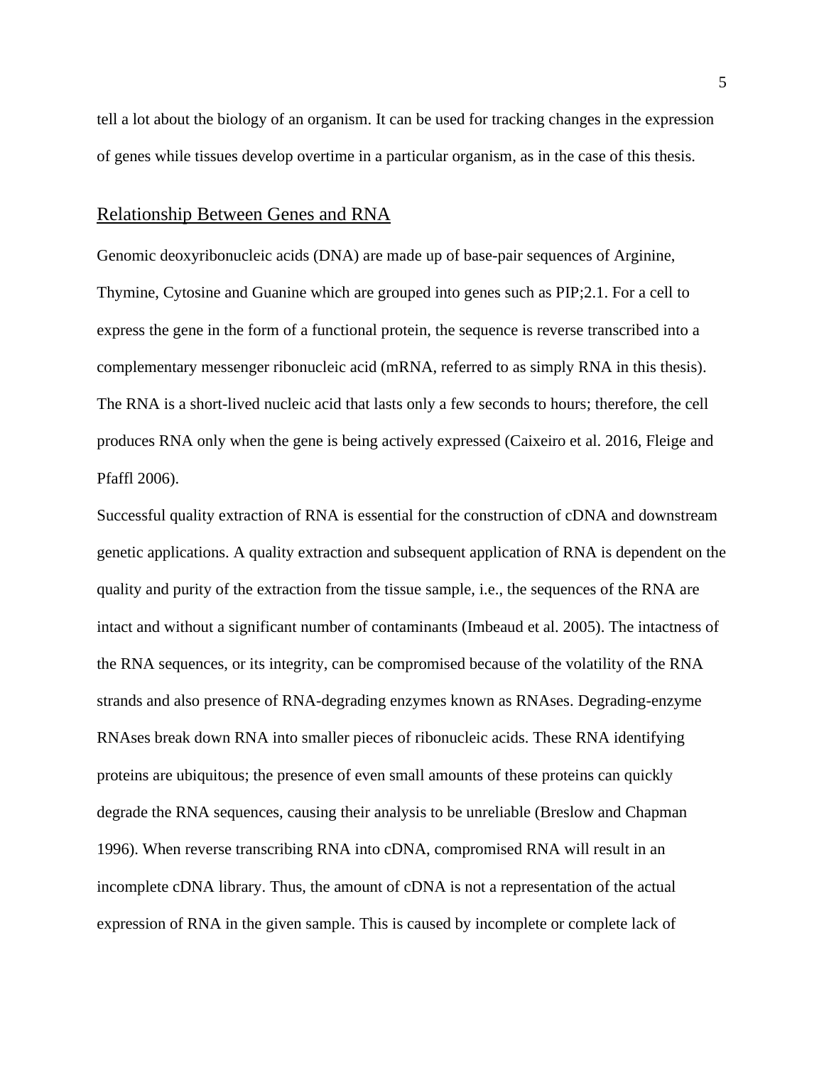tell a lot about the biology of an organism. It can be used for tracking changes in the expression of genes while tissues develop overtime in a particular organism, as in the case of this thesis.

## Relationship Between Genes and RNA

Genomic deoxyribonucleic acids (DNA) are made up of base-pair sequences of Arginine, Thymine, Cytosine and Guanine which are grouped into genes such as PIP;2.1. For a cell to express the gene in the form of a functional protein, the sequence is reverse transcribed into a complementary messenger ribonucleic acid (mRNA, referred to as simply RNA in this thesis). The RNA is a short-lived nucleic acid that lasts only a few seconds to hours; therefore, the cell produces RNA only when the gene is being actively expressed (Caixeiro et al. 2016, Fleige and Pfaffl 2006).

Successful quality extraction of RNA is essential for the construction of cDNA and downstream genetic applications. A quality extraction and subsequent application of RNA is dependent on the quality and purity of the extraction from the tissue sample, i.e., the sequences of the RNA are intact and without a significant number of contaminants (Imbeaud et al. 2005). The intactness of the RNA sequences, or its integrity, can be compromised because of the volatility of the RNA strands and also presence of RNA-degrading enzymes known as RNAses. Degrading-enzyme RNAses break down RNA into smaller pieces of ribonucleic acids. These RNA identifying proteins are ubiquitous; the presence of even small amounts of these proteins can quickly degrade the RNA sequences, causing their analysis to be unreliable (Breslow and Chapman 1996). When reverse transcribing RNA into cDNA, compromised RNA will result in an incomplete cDNA library. Thus, the amount of cDNA is not a representation of the actual expression of RNA in the given sample. This is caused by incomplete or complete lack of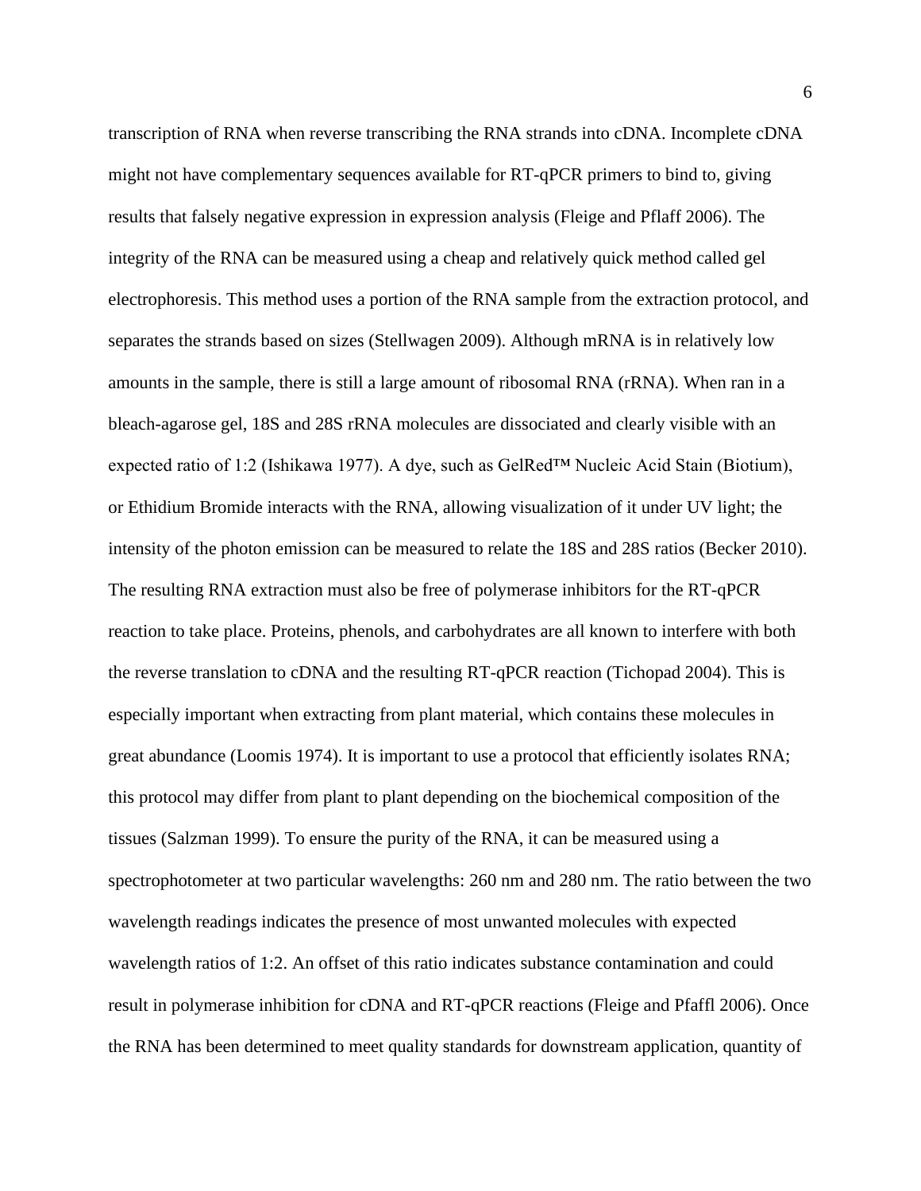transcription of RNA when reverse transcribing the RNA strands into cDNA. Incomplete cDNA might not have complementary sequences available for RT-qPCR primers to bind to, giving results that falsely negative expression in expression analysis (Fleige and Pflaff 2006). The integrity of the RNA can be measured using a cheap and relatively quick method called gel electrophoresis. This method uses a portion of the RNA sample from the extraction protocol, and separates the strands based on sizes (Stellwagen 2009). Although mRNA is in relatively low amounts in the sample, there is still a large amount of ribosomal RNA (rRNA). When ran in a bleach-agarose gel, 18S and 28S rRNA molecules are dissociated and clearly visible with an expected ratio of 1:2 (Ishikawa 1977). A dye, such as GelRed™ Nucleic Acid Stain (Biotium), or Ethidium Bromide interacts with the RNA, allowing visualization of it under UV light; the intensity of the photon emission can be measured to relate the 18S and 28S ratios (Becker 2010). The resulting RNA extraction must also be free of polymerase inhibitors for the RT-qPCR reaction to take place. Proteins, phenols, and carbohydrates are all known to interfere with both the reverse translation to cDNA and the resulting RT-qPCR reaction (Tichopad 2004). This is especially important when extracting from plant material, which contains these molecules in great abundance (Loomis 1974). It is important to use a protocol that efficiently isolates RNA; this protocol may differ from plant to plant depending on the biochemical composition of the tissues (Salzman 1999). To ensure the purity of the RNA, it can be measured using a spectrophotometer at two particular wavelengths: 260 nm and 280 nm. The ratio between the two wavelength readings indicates the presence of most unwanted molecules with expected wavelength ratios of 1:2. An offset of this ratio indicates substance contamination and could result in polymerase inhibition for cDNA and RT-qPCR reactions (Fleige and Pfaffl 2006). Once the RNA has been determined to meet quality standards for downstream application, quantity of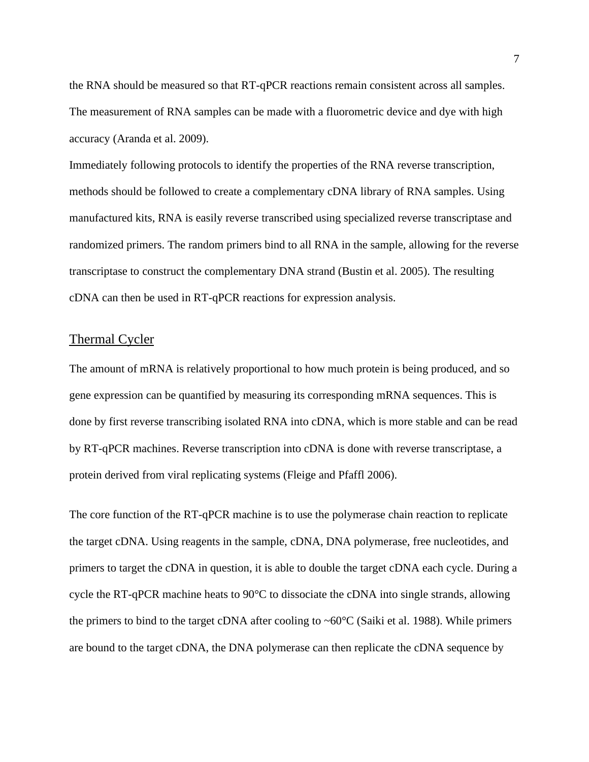the RNA should be measured so that RT-qPCR reactions remain consistent across all samples. The measurement of RNA samples can be made with a fluorometric device and dye with high accuracy (Aranda et al. 2009).

Immediately following protocols to identify the properties of the RNA reverse transcription, methods should be followed to create a complementary cDNA library of RNA samples. Using manufactured kits, RNA is easily reverse transcribed using specialized reverse transcriptase and randomized primers. The random primers bind to all RNA in the sample, allowing for the reverse transcriptase to construct the complementary DNA strand (Bustin et al. 2005). The resulting cDNA can then be used in RT-qPCR reactions for expression analysis.

## Thermal Cycler

The amount of mRNA is relatively proportional to how much protein is being produced, and so gene expression can be quantified by measuring its corresponding mRNA sequences. This is done by first reverse transcribing isolated RNA into cDNA, which is more stable and can be read by RT-qPCR machines. Reverse transcription into cDNA is done with reverse transcriptase, a protein derived from viral replicating systems (Fleige and Pfaffl 2006).

The core function of the RT-qPCR machine is to use the polymerase chain reaction to replicate the target cDNA. Using reagents in the sample, cDNA, DNA polymerase, free nucleotides, and primers to target the cDNA in question, it is able to double the target cDNA each cycle. During a cycle the RT-qPCR machine heats to 90°C to dissociate the cDNA into single strands, allowing the primers to bind to the target cDNA after cooling to ~60°C (Saiki et al. 1988). While primers are bound to the target cDNA, the DNA polymerase can then replicate the cDNA sequence by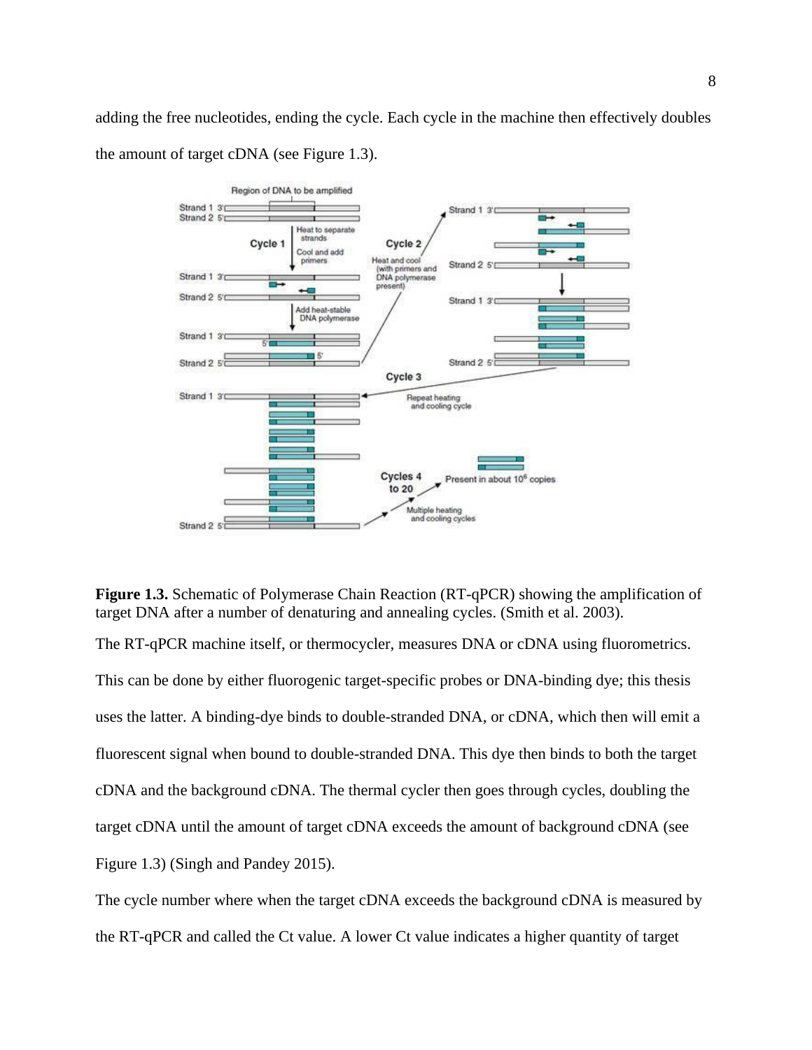adding the free nucleotides, ending the cycle. Each cycle in the machine then effectively doubles the amount of target cDNA (see Figure 1.3).

**Figure 1.3.** Schematic of Polymerase Chain Reaction (RT-qPCR) showing the amplification of target DNA after a number of denaturing and annealing cycles. (Smith et al. 2003).

The RT-qPCR machine itself, or thermocycler, measures DNA or cDNA using fluorometrics. This can be done by either fluorogenic target-specific probes or DNA-binding dye; this thesis uses the latter. A binding-dye binds to double-stranded DNA, or cDNA, which then will emit a fluorescent signal when bound to double-stranded DNA. This dye then binds to both the target cDNA and the background cDNA. The thermal cycler then goes through cycles, doubling the target cDNA until the amount of target cDNA exceeds the amount of background cDNA (see Figure 1.3) (Singh and Pandey 2015).

The cycle number where when the target cDNA exceeds the background cDNA is measured by the RT-qPCR and called the Ct value. A lower Ct value indicates a higher quantity of target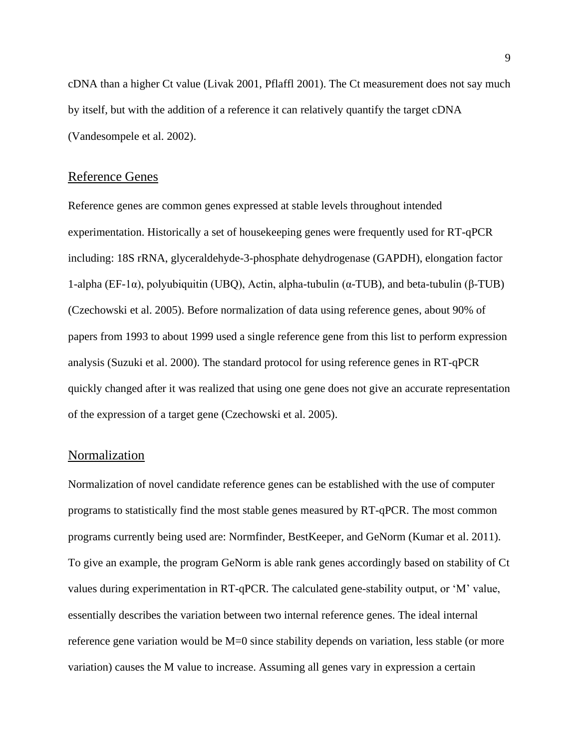cDNA than a higher Ct value (Livak 2001, Pflaffl 2001). The Ct measurement does not say much by itself, but with the addition of a reference it can relatively quantify the target cDNA (Vandesompele et al. 2002).

## Reference Genes

Reference genes are common genes expressed at stable levels throughout intended experimentation. Historically a set of housekeeping genes were frequently used for RT-qPCR including: 18S rRNA, glyceraldehyde-3-phosphate dehydrogenase (GAPDH), elongation factor 1-alpha (EF-1α), polyubiquitin (UBQ), Actin, alpha-tubulin (α-TUB), and beta-tubulin (β-TUB) (Czechowski et al. 2005). Before normalization of data using reference genes, about 90% of papers from 1993 to about 1999 used a single reference gene from this list to perform expression analysis (Suzuki et al. 2000). The standard protocol for using reference genes in RT-qPCR quickly changed after it was realized that using one gene does not give an accurate representation of the expression of a target gene (Czechowski et al. 2005).

## Normalization

Normalization of novel candidate reference genes can be established with the use of computer programs to statistically find the most stable genes measured by RT-qPCR. The most common programs currently being used are: Normfinder, BestKeeper, and GeNorm (Kumar et al. 2011). To give an example, the program GeNorm is able rank genes accordingly based on stability of Ct values during experimentation in RT-qPCR. The calculated gene-stability output, or 'M' value, essentially describes the variation between two internal reference genes. The ideal internal reference gene variation would be M=0 since stability depends on variation, less stable (or more variation) causes the M value to increase. Assuming all genes vary in expression a certain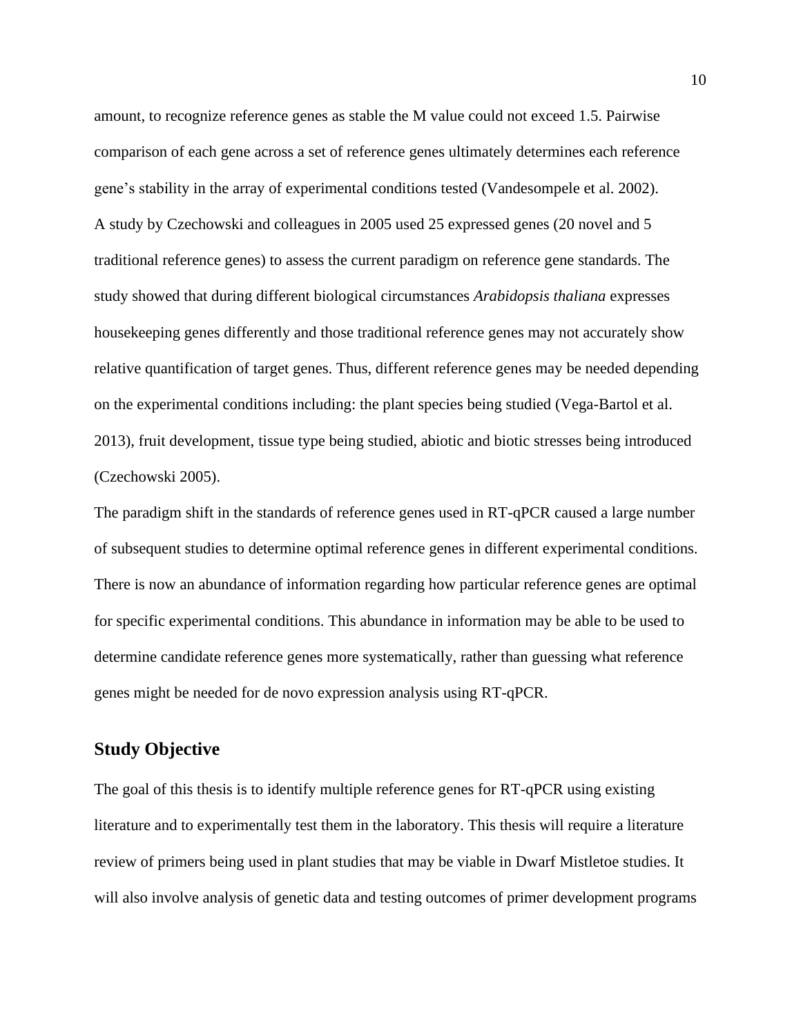amount, to recognize reference genes as stable the M value could not exceed 1.5. Pairwise comparison of each gene across a set of reference genes ultimately determines each reference gene's stability in the array of experimental conditions tested (Vandesompele et al. 2002).

A study by Czechowski and colleagues in 2005 used 25 expressed genes (20 novel and 5 traditional reference genes) to assess the current paradigm on reference gene standards. The study showed that during different biological circumstances *Arabidopsis thaliana* expresses housekeeping genes differently and those traditional reference genes may not accurately show relative quantification of target genes. Thus, different reference genes may be needed depending on the experimental conditions including: the plant species being studied (Vega-Bartol et al. 2013), fruit development, tissue type being studied, abiotic and biotic stresses being introduced (Czechowski 2005).

The paradigm shift in the standards of reference genes used in RT-qPCR caused a large number of subsequent studies to determine optimal reference genes in different experimental conditions. There is now an abundance of information regarding how particular reference genes are optimal for specific experimental conditions. This abundance in information may be able to be used to determine candidate reference genes more systematically, rather than guessing what reference genes might be needed for de novo expression analysis using RT-qPCR.

## Study Objective

The goal of this thesis is to identify multiple reference genes for RT-qPCR using existing literature and to experimentally test them in the laboratory. This thesis will require a literature review of primers being used in plant studies that may be viable in Dwarf Mistletoe studies. It will also involve analysis of genetic data and testing outcomes of primer development programs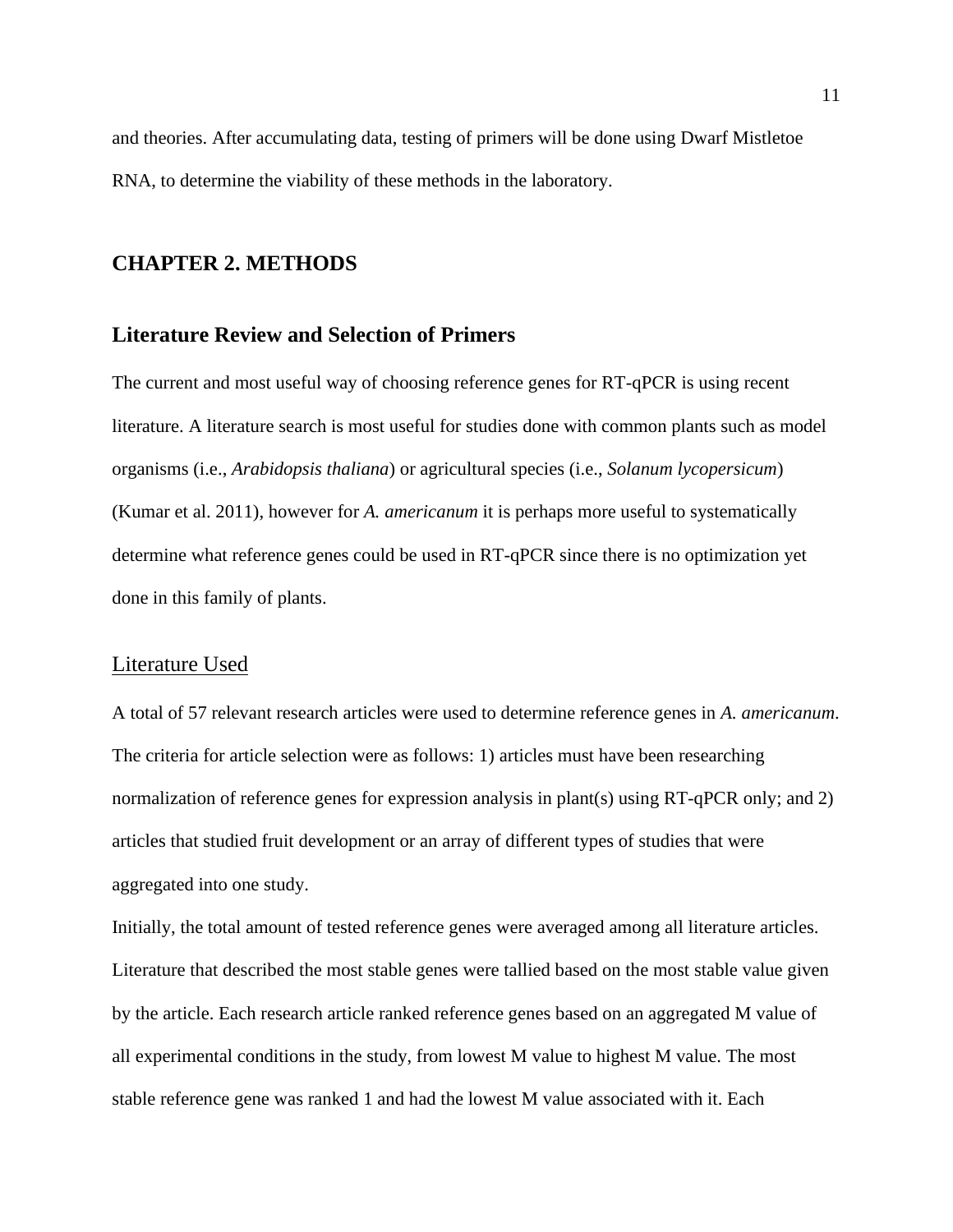and theories. After accumulating data, testing of primers will be done using Dwarf Mistletoe RNA, to determine the viability of these methods in the laboratory.

# CHAPTER 2. METHODS

## Literature Review and Selection of Primers

The current and most useful way of choosing reference genes for RT-qPCR is using recent literature. A literature search is most useful for studies done with common plants such as model organisms (i.e., *Arabidopsis thaliana*) or agricultural species (i.e., *Solanum lycopersicum*) (Kumar et al. 2011), however for *A. americanum* it is perhaps more useful to systematically determine what reference genes could be used in RT-qPCR since there is no optimization yet done in this family of plants.

### Literature Used

A total of 57 relevant research articles were used to determine reference genes in *A. americanum*. The criteria for article selection were as follows: 1) articles must have been researching normalization of reference genes for expression analysis in plant(s) using RT-qPCR only; and 2) articles that studied fruit development or an array of different types of studies that were aggregated into one study.

Initially, the total amount of tested reference genes were averaged among all literature articles. Literature that described the most stable genes were tallied based on the most stable value given by the article. Each research article ranked reference genes based on an aggregated M value of all experimental conditions in the study, from lowest M value to highest M value. The most stable reference gene was ranked 1 and had the lowest M value associated with it. Each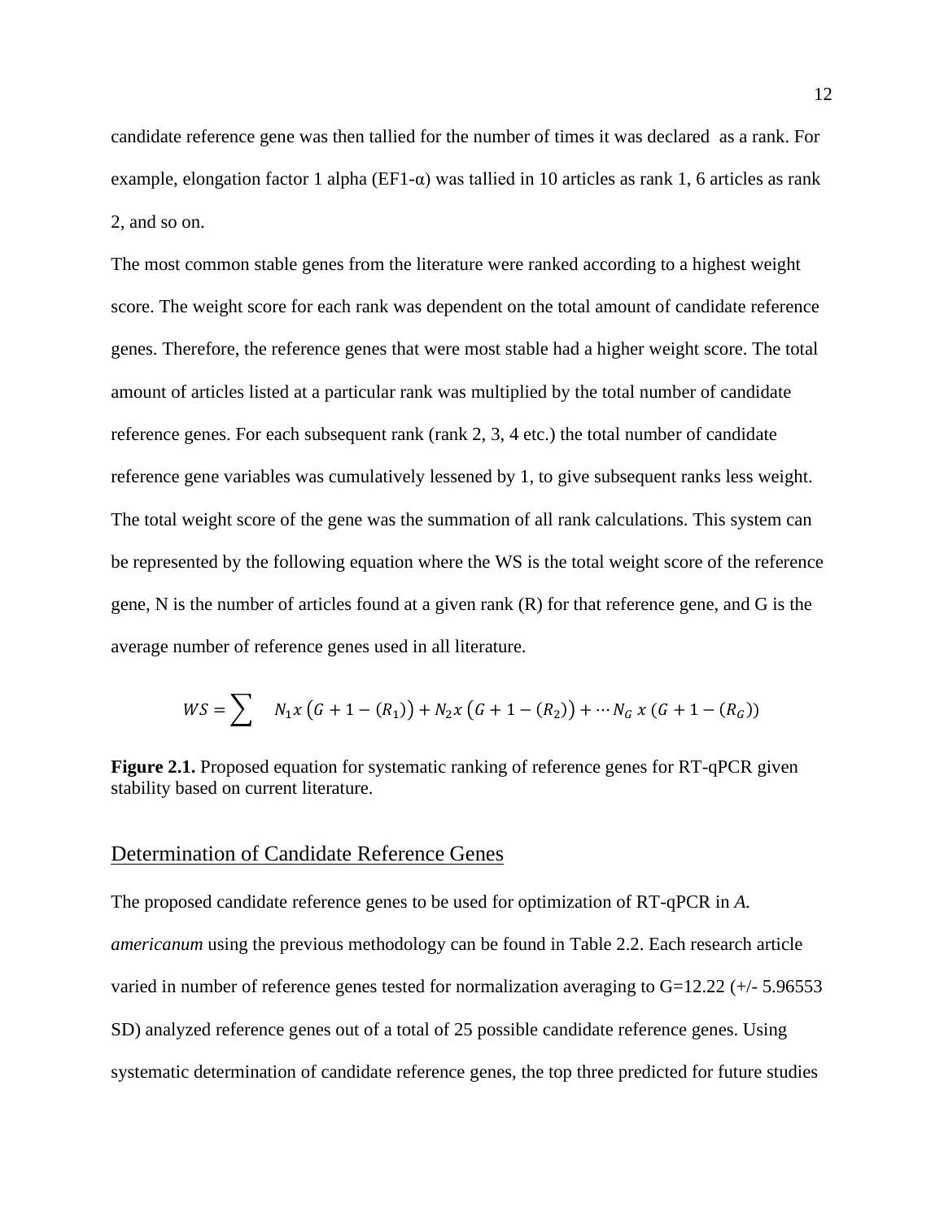candidate reference gene was then tallied for the number of times it was declared  as a rank. For example, elongation factor 1 alpha (EF1-α) was tallied in 10 articles as rank 1, 6 articles as rank 2, and so on.

The most common stable genes from the literature were ranked according to a highest weight score. The weight score for each rank was dependent on the total amount of candidate reference genes. Therefore, the reference genes that were most stable had a higher weight score. The total amount of articles listed at a particular rank was multiplied by the total number of candidate reference genes. For each subsequent rank (rank 2, 3, 4 etc.) the total number of candidate reference gene variables was cumulatively lessened by 1, to give subsequent ranks less weight. The total weight score of the gene was the summation of all rank calculations. This system can be represented by the following equation where the WS is the total weight score of the reference gene, N is the number of articles found at a given rank (R) for that reference gene, and G is the average number of reference genes used in all literature.

$$WS = \sum \quad N_1 x \left(G + 1 - (R_1)\right) + N_2 x \left(G + 1 - (R_2)\right) + \cdots N_G \; x \; (G + 1 - (R_G))$$

**Figure 2.1.** Proposed equation for systematic ranking of reference genes for RT-qPCR given stability based on current literature.

## Determination of Candidate Reference Genes

The proposed candidate reference genes to be used for optimization of RT-qPCR in *A. americanum* using the previous methodology can be found in Table 2.2. Each research article varied in number of reference genes tested for normalization averaging to G=12.22 (+/- 5.96553 SD) analyzed reference genes out of a total of 25 possible candidate reference genes. Using systematic determination of candidate reference genes, the top three predicted for future studies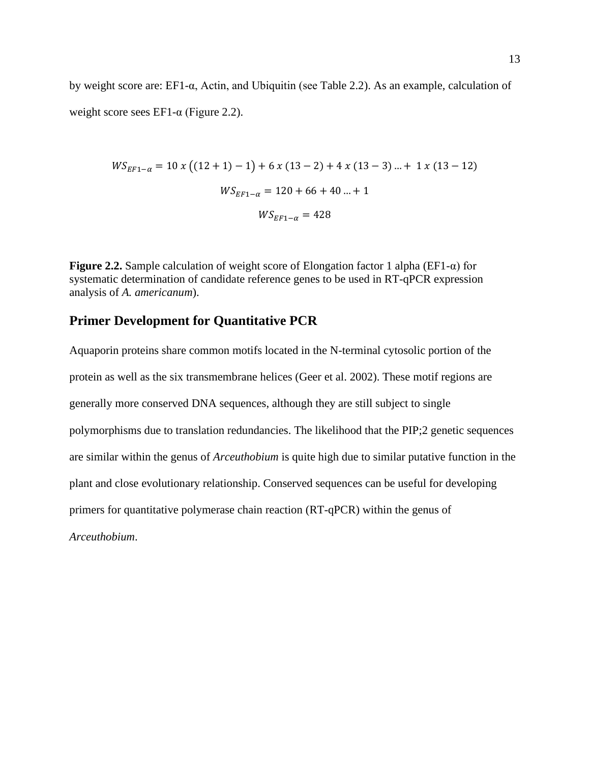by weight score are: EF1-α, Actin, and Ubiquitin (see Table 2.2). As an example, calculation of weight score sees EF1-α (Figure 2.2).

$$WS_{EF1-\alpha} = 10\ x\ \big((12+1)-1\big) + 6\ x\ (13-2) + 4\ x\ (13-3) \ldots +\ 1\ x\ (13-12)$$

$$WS_{EF1-\alpha} = 120 + 66 + 40 \ldots + 1$$

$$WS_{EF1-\alpha} = 428$$

**Figure 2.2.** Sample calculation of weight score of Elongation factor 1 alpha (EF1-α) for systematic determination of candidate reference genes to be used in RT-qPCR expression analysis of *A. americanum*).

## Primer Development for Quantitative PCR

Aquaporin proteins share common motifs located in the N-terminal cytosolic portion of the protein as well as the six transmembrane helices (Geer et al. 2002). These motif regions are generally more conserved DNA sequences, although they are still subject to single polymorphisms due to translation redundancies. The likelihood that the PIP;2 genetic sequences are similar within the genus of *Arceuthobium* is quite high due to similar putative function in the plant and close evolutionary relationship. Conserved sequences can be useful for developing primers for quantitative polymerase chain reaction (RT-qPCR) within the genus of *Arceuthobium*.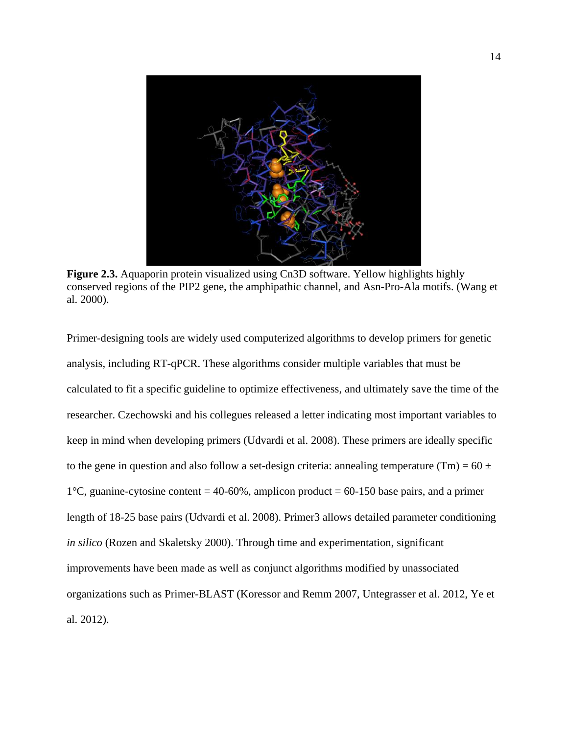**Figure 2.3.** Aquaporin protein visualized using Cn3D software. Yellow highlights highly conserved regions of the PIP2 gene, the amphipathic channel, and Asn-Pro-Ala motifs. (Wang et al. 2000).

Primer-designing tools are widely used computerized algorithms to develop primers for genetic analysis, including RT-qPCR. These algorithms consider multiple variables that must be calculated to fit a specific guideline to optimize effectiveness, and ultimately save the time of the researcher. Czechowski and his collegues released a letter indicating most important variables to keep in mind when developing primers (Udvardi et al. 2008). These primers are ideally specific to the gene in question and also follow a set-design criteria: annealing temperature (Tm) = 60 ± 1°C, guanine-cytosine content = 40-60%, amplicon product = 60-150 base pairs, and a primer length of 18-25 base pairs (Udvardi et al. 2008). Primer3 allows detailed parameter conditioning *in silico* (Rozen and Skaletsky 2000). Through time and experimentation, significant improvements have been made as well as conjunct algorithms modified by unassociated organizations such as Primer-BLAST (Koressor and Remm 2007, Untegrasser et al. 2012, Ye et al. 2012).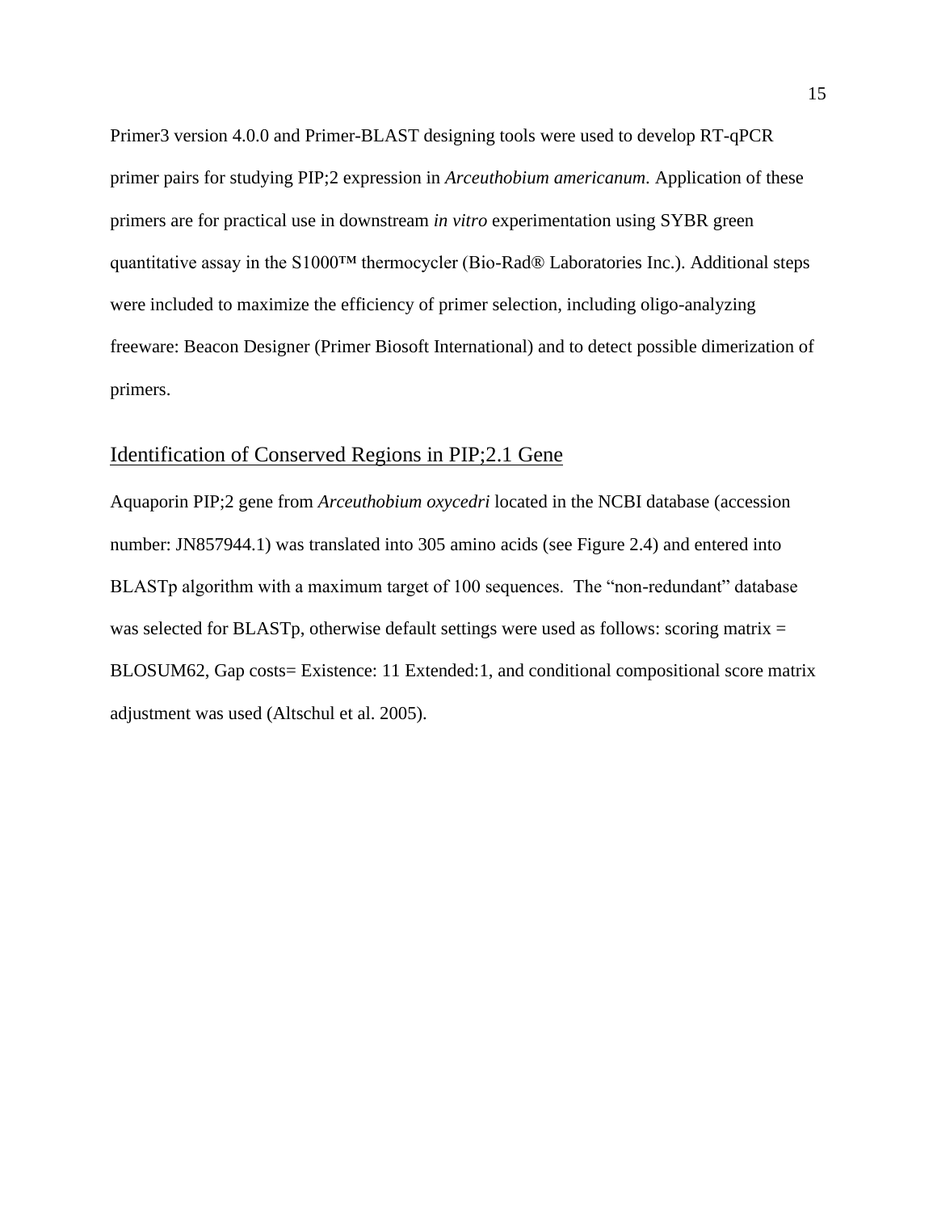Primer3 version 4.0.0 and Primer-BLAST designing tools were used to develop RT-qPCR primer pairs for studying PIP;2 expression in *Arceuthobium americanum*. Application of these primers are for practical use in downstream *in vitro* experimentation using SYBR green quantitative assay in the S1000™ thermocycler (Bio-Rad® Laboratories Inc.). Additional steps were included to maximize the efficiency of primer selection, including oligo-analyzing freeware: Beacon Designer (Primer Biosoft International) and to detect possible dimerization of primers.

## Identification of Conserved Regions in PIP;2.1 Gene

Aquaporin PIP;2 gene from *Arceuthobium oxycedri* located in the NCBI database (accession number: JN857944.1) was translated into 305 amino acids (see Figure 2.4) and entered into BLASTp algorithm with a maximum target of 100 sequences. The "non-redundant" database was selected for BLASTp, otherwise default settings were used as follows: scoring matrix = BLOSUM62, Gap costs= Existence: 11 Extended:1, and conditional compositional score matrix adjustment was used (Altschul et al. 2005).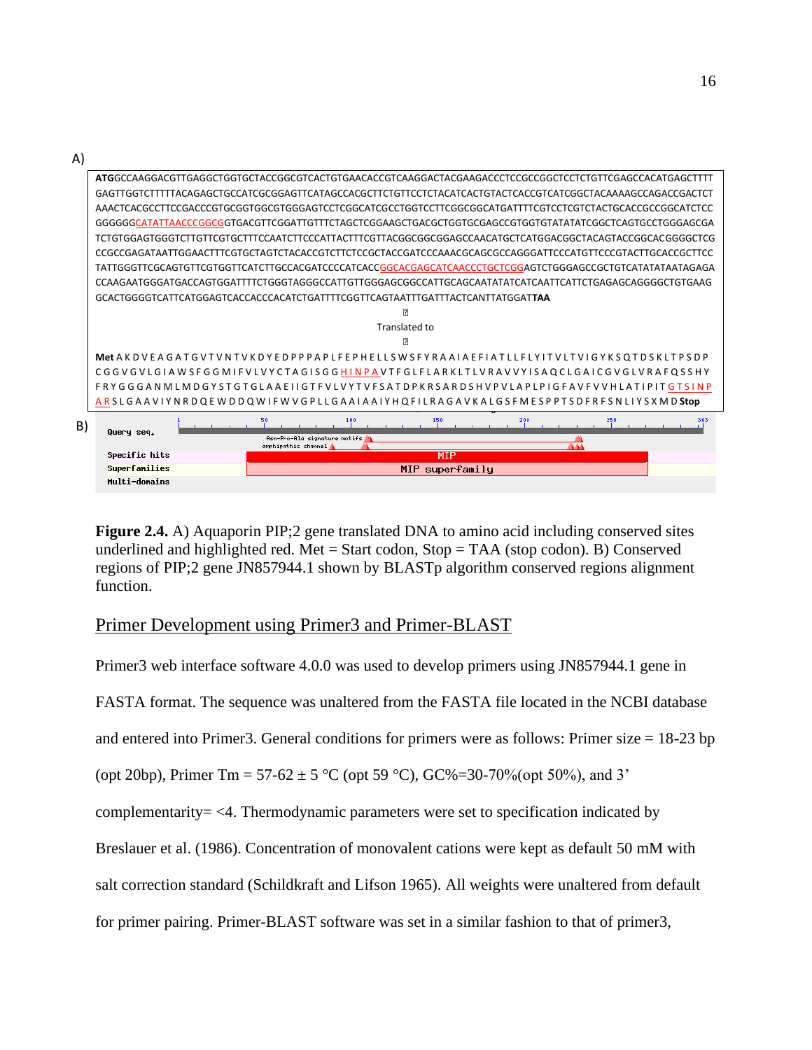A)

**ATG**GCCAAGGACGTTGAGGCTGGTGCTACCGGCGTCACTGTGAACACCGTCAAGGACTACGAAGACCCTCCGCCGGCTCCTCTGTTCGAGCCACATGAGCTTTT GAGTTGGTCTTTTTACAGAGCTGCCATCGCGGAGTTCATAGCCACGCTTCTGTTCCTCTACATCACTGTACTCACCGTCATCGGCTACAAAAGCCAGACCGACTCT AAACTCACGCCTTCCGACCCGTGCGGTGGCGTGGGAGTCCTCGGCATCGCCTGGTCCTTCGGCGGCATGATTTTCGTCCTCGTCTACTGCACCGCCGGCATCTCC GGGGGGCATATTAACCCGGCGGTGACGTTCGGATTGTTTCTAGCTCGGAAGCTGACGCTGGTGCGAGCCGTGGTGTATATATCGGCTCAGTGCCTGGGAGCGA TCTGTGGAGTGGGTCTTGTTCGTGCTTTCCAATCTTCCCATTACTTTCGTTACGGCGGCGGAGCCAACATGCTCATGGACGGCTACAGTACCGGCACGGGGCTCG CCGCCGAGATAATTGGAACTTTCGTGCTAGTCTACACCGTCTTCTCCGCTACCGATCCCAAACGCAGCGCCAGGGATTCCCATGTTCCCGTACTTGCACCGCTTCC TATTGGGTTCGCAGTGTTCGTGGTTCATCTTGCCACGATCCCCATCACCGGCACGAGCATCAACCCTGCTCGGAGTCTGGGAGCCGCTGTCATATATAATAGAGA CCAAGAATGGGATGACCAGTGGATTTTCTGGGTAGGGCCATTGTTGGGAGCGGCCATTGCAGCAATATATCATCAATTCATTCTGAGAGCAGGGGCTGTGAAG GCACTGGGGTCATTCATGGAGTCACCACCCACATCTGATTTTCGGTTCAGTAATTTGATTTACTCANTTATGGAT**TAA**

Translated to

**Met** A K D V E A G A T G V T V N T V K D Y E D P P P A P L F E P H E L L S W S F Y R A A I A E F I A T L L F L Y I T V L T V I G Y K S Q T D S K L T P S D P C G G V G V L G I A W S F G G M I F V L V Y C T A G I S G G H I N P A V T F G L F L A R K L T L V R A V V Y I S A Q C L G A I C G V G L V R A F Q S S H Y F R Y G G G A N M L M D G Y S T G T G L A A E I I G T F V L V Y T V F S A T D P K R S A R D S H V P V L A P L P I G F A V F V V H L A T I P I T G T S I N P A R S L G A A V I Y N R D Q E W D D Q W I F W V G P L L G A A I A A I Y H Q F I L R A G A V K A L G S F M E S P P T S D F R F S N L I Y S X M D **Stop**

B)

**Figure 2.4.** A) Aquaporin PIP;2 gene translated DNA to amino acid including conserved sites underlined and highlighted red. Met = Start codon, Stop = TAA (stop codon). B) Conserved regions of PIP;2 gene JN857944.1 shown by BLASTp algorithm conserved regions alignment function.

## Primer Development using Primer3 and Primer-BLAST

Primer3 web interface software 4.0.0 was used to develop primers using JN857944.1 gene in FASTA format. The sequence was unaltered from the FASTA file located in the NCBI database and entered into Primer3. General conditions for primers were as follows: Primer size = 18-23 bp (opt 20bp), Primer Tm = 57-62 ± 5 °C (opt 59 °C), GC%=30-70%(opt 50%), and 3' complementarity= <4. Thermodynamic parameters were set to specification indicated by Breslauer et al. (1986). Concentration of monovalent cations were kept as default 50 mM with salt correction standard (Schildkraft and Lifson 1965). All weights were unaltered from default for primer pairing. Primer-BLAST software was set in a similar fashion to that of primer3,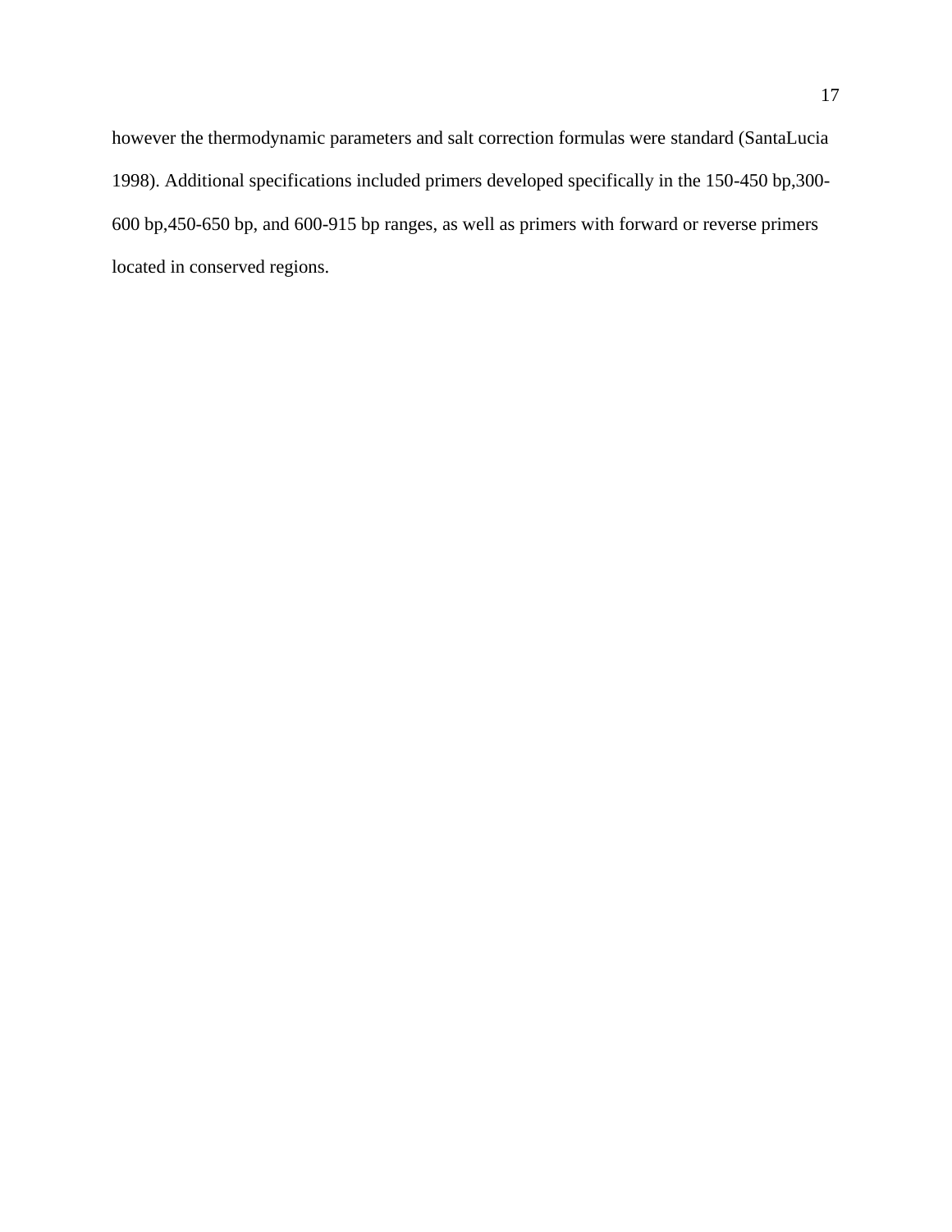however the thermodynamic parameters and salt correction formulas were standard (SantaLucia 1998). Additional specifications included primers developed specifically in the 150-450 bp,300-600 bp,450-650 bp, and 600-915 bp ranges, as well as primers with forward or reverse primers located in conserved regions.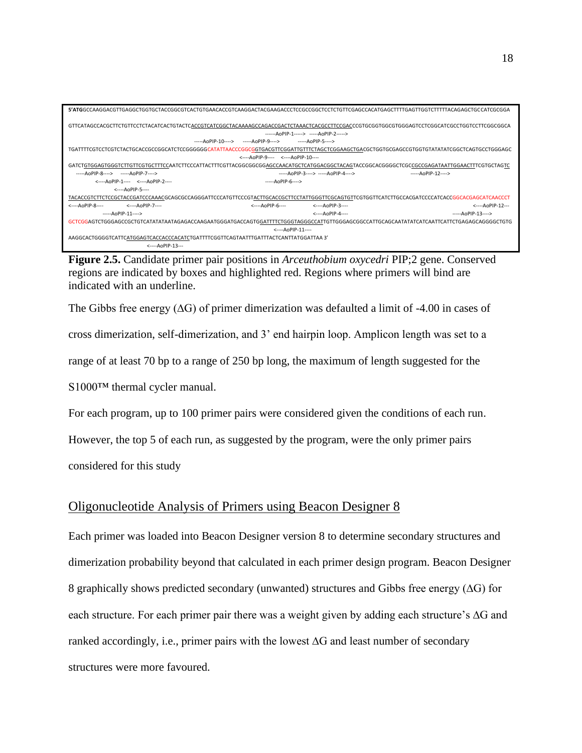```
5'ATGGCCAAGGACGTTGAGGCTGGTGCTACCGGCGTCACTGTGAACACCGTCAAGGACTACGAAGACCCTCCGCCGGCTCCTCTGTTCGAGCCACATGAGCTTTTGAGTTGGTCTTTTTACAGAGCTGCCATCGCGGA

GTTCATAGCCACGCTTCTGTTCCTCTACATCACTGTACTCACCGTCATCGGCTACAAAAGCCAGACCGACTCTAAACTCACGCCTTCCGACCCGTGCGGTGGCGTGGGAGTCCTCGGCATCGCCTGGTCCTTCGGCGGCA
                                                        ------AoPIP-1-----> -----AoPIP-2----->
                              -----AoPIP-10----> -----AoPIP-9----> -----AoPIP-5---->
TGATTTTCGTCCTCGTCTACTGCACCGCCGGCATCTCCGGGGGCATATTAACCCGGCGGTGACGTTCGGATTGTTTCTAGCTCGGAAGCTGACGCTGGTGCGAGCCGTGGTGTATATATCGGCTCAGTGCCTGGGAGC
                                          <----AoPIP-9---- <----AoPIP-10----
GATCTGTGGAGTGGGTCTTGTTCGTGCTTTCCAATCTTCCCATTACTTTCGTTACGGCGGCGGAGCCAACATGCTCATGGACGGCTACAGTACCGGCACGGGGCTCGCCGCCGAGATAATTGGAACTTTCGTGCTAGTC
  -----AoPIP-8----> -----AoPIP-7---->              -----AoPIP-3----> -----AoPIP-4---->           -----AoPIP-12---->
    <----AoPIP-1---- <----AoPIP-2----              -----AoPIP-6---->
      <----AoPIP-5----
TACACCGTCTTCTCCGCTACCGATCCCAAACGCAGCGCCAGGGATTCCCATGTTCCCGTACTTGCACCGCTTCCTATTGGGTTCGCAGTGTTCGTGGTTCATCTTGCCACGATCCCCATCACCGGCACGAGCATCAACCCT
<----AoPIP-8---- <----AoPIP-7----              <----AoPIP-6---- <----AoPIP-3----                     <----AoPIP-12---
     -----AoPIP-11---->                              <----AoPIP-4----                   -----AoPIP-13---->
GCTCGGAGTCTGGGAGCCGCTGTCATATATAATAGAGACCAAGAATGGGATGACCAGTGGATTTCTGGGTAGGGCCATTGTTGGGAGCGGCCATTGCAGCAATATATCATCAATTCATTCTGAGAGCAGGGGCTGTG
                                            <----AoPIP-11----
AAGGCACTGGGGTCATTCATGGAGTCACCACCCACATCTGATTTTCGGTTCAGTAATTTGATTTACTCANTTATGGATTAA 3'
       <----AoPIP-13---
```

**Figure 2.5.** Candidate primer pair positions in *Arceuthobium oxycedri* PIP;2 gene. Conserved regions are indicated by boxes and highlighted red. Regions where primers will bind are indicated with an underline.

The Gibbs free energy (ΔG) of primer dimerization was defaulted a limit of -4.00 in cases of cross dimerization, self-dimerization, and 3' end hairpin loop. Amplicon length was set to a range of at least 70 bp to a range of 250 bp long, the maximum of length suggested for the S1000™ thermal cycler manual.

For each program, up to 100 primer pairs were considered given the conditions of each run. However, the top 5 of each run, as suggested by the program, were the only primer pairs considered for this study

## Oligonucleotide Analysis of Primers using Beacon Designer 8

Each primer was loaded into Beacon Designer version 8 to determine secondary structures and dimerization probability beyond that calculated in each primer design program. Beacon Designer 8 graphically shows predicted secondary (unwanted) structures and Gibbs free energy (ΔG) for each structure. For each primer pair there was a weight given by adding each structure's ΔG and ranked accordingly, i.e., primer pairs with the lowest ΔG and least number of secondary structures were more favoured.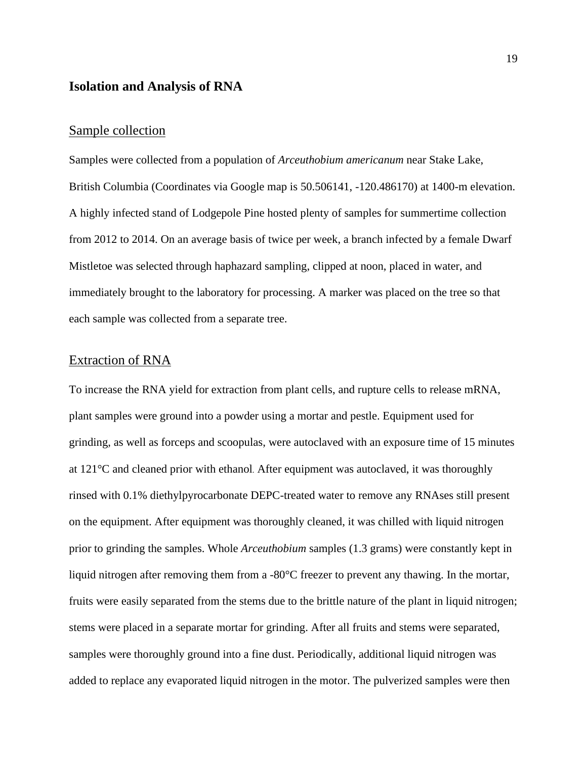## Isolation and Analysis of RNA

### Sample collection

Samples were collected from a population of *Arceuthobium americanum* near Stake Lake, British Columbia (Coordinates via Google map is 50.506141, -120.486170) at 1400-m elevation. A highly infected stand of Lodgepole Pine hosted plenty of samples for summertime collection from 2012 to 2014. On an average basis of twice per week, a branch infected by a female Dwarf Mistletoe was selected through haphazard sampling, clipped at noon, placed in water, and immediately brought to the laboratory for processing. A marker was placed on the tree so that each sample was collected from a separate tree.

### Extraction of RNA

To increase the RNA yield for extraction from plant cells, and rupture cells to release mRNA, plant samples were ground into a powder using a mortar and pestle. Equipment used for grinding, as well as forceps and scoopulas, were autoclaved with an exposure time of 15 minutes at 121°C and cleaned prior with ethanol. After equipment was autoclaved, it was thoroughly rinsed with 0.1% diethylpyrocarbonate DEPC-treated water to remove any RNAses still present on the equipment. After equipment was thoroughly cleaned, it was chilled with liquid nitrogen prior to grinding the samples. Whole *Arceuthobium* samples (1.3 grams) were constantly kept in liquid nitrogen after removing them from a -80°C freezer to prevent any thawing. In the mortar, fruits were easily separated from the stems due to the brittle nature of the plant in liquid nitrogen; stems were placed in a separate mortar for grinding. After all fruits and stems were separated, samples were thoroughly ground into a fine dust. Periodically, additional liquid nitrogen was added to replace any evaporated liquid nitrogen in the motor. The pulverized samples were then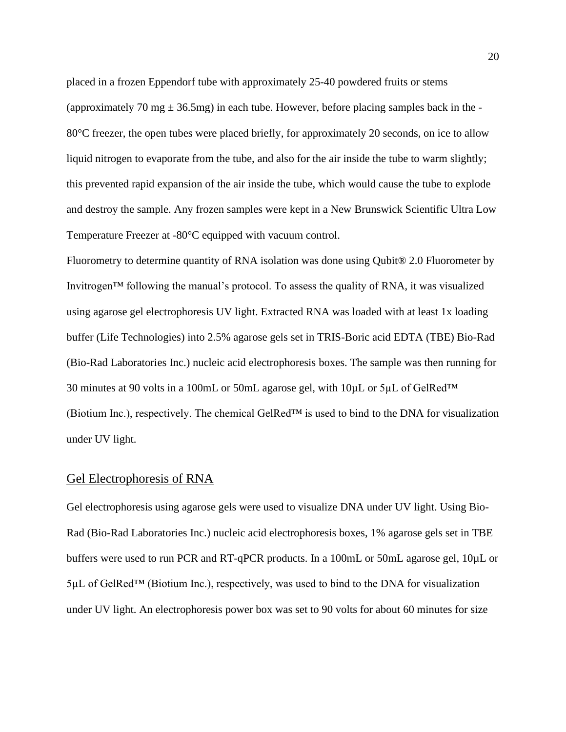placed in a frozen Eppendorf tube with approximately 25-40 powdered fruits or stems (approximately 70 mg ± 36.5mg) in each tube. However, before placing samples back in the -80°C freezer, the open tubes were placed briefly, for approximately 20 seconds, on ice to allow liquid nitrogen to evaporate from the tube, and also for the air inside the tube to warm slightly; this prevented rapid expansion of the air inside the tube, which would cause the tube to explode and destroy the sample. Any frozen samples were kept in a New Brunswick Scientific Ultra Low Temperature Freezer at -80°C equipped with vacuum control.

Fluorometry to determine quantity of RNA isolation was done using Qubit® 2.0 Fluorometer by Invitrogen™ following the manual's protocol. To assess the quality of RNA, it was visualized using agarose gel electrophoresis UV light. Extracted RNA was loaded with at least 1x loading buffer (Life Technologies) into 2.5% agarose gels set in TRIS-Boric acid EDTA (TBE) Bio-Rad (Bio-Rad Laboratories Inc.) nucleic acid electrophoresis boxes. The sample was then running for 30 minutes at 90 volts in a 100mL or 50mL agarose gel, with 10μL or 5μL of GelRed™ (Biotium Inc.), respectively. The chemical GelRed™ is used to bind to the DNA for visualization under UV light.

## Gel Electrophoresis of RNA

Gel electrophoresis using agarose gels were used to visualize DNA under UV light. Using Bio-Rad (Bio-Rad Laboratories Inc.) nucleic acid electrophoresis boxes, 1% agarose gels set in TBE buffers were used to run PCR and RT-qPCR products. In a 100mL or 50mL agarose gel, 10μL or 5μL of GelRed™ (Biotium Inc.), respectively, was used to bind to the DNA for visualization under UV light. An electrophoresis power box was set to 90 volts for about 60 minutes for size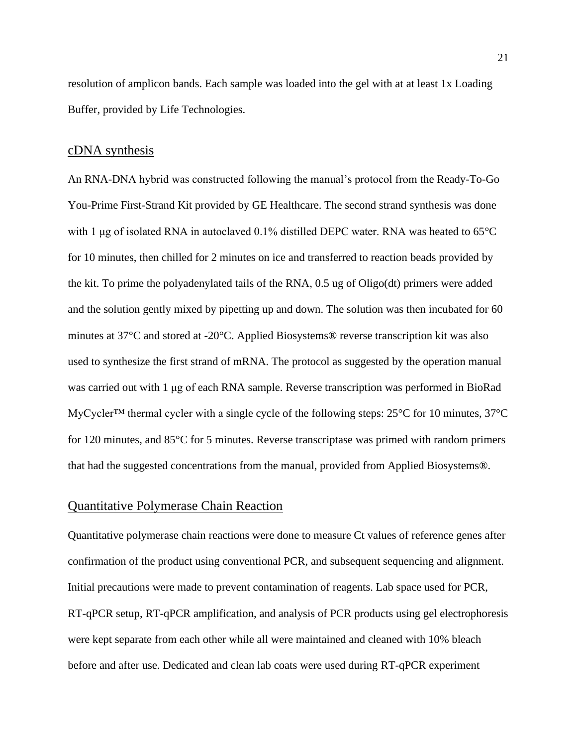resolution of amplicon bands. Each sample was loaded into the gel with at at least 1x Loading Buffer, provided by Life Technologies.

## cDNA synthesis

An RNA-DNA hybrid was constructed following the manual's protocol from the Ready-To-Go You-Prime First-Strand Kit provided by GE Healthcare. The second strand synthesis was done with 1 μg of isolated RNA in autoclaved 0.1% distilled DEPC water. RNA was heated to 65°C for 10 minutes, then chilled for 2 minutes on ice and transferred to reaction beads provided by the kit. To prime the polyadenylated tails of the RNA, 0.5 ug of Oligo(dt) primers were added and the solution gently mixed by pipetting up and down. The solution was then incubated for 60 minutes at 37°C and stored at -20°C. Applied Biosystems® reverse transcription kit was also used to synthesize the first strand of mRNA. The protocol as suggested by the operation manual was carried out with 1 μg of each RNA sample. Reverse transcription was performed in BioRad MyCycler™ thermal cycler with a single cycle of the following steps: 25°C for 10 minutes, 37°C for 120 minutes, and 85°C for 5 minutes. Reverse transcriptase was primed with random primers that had the suggested concentrations from the manual, provided from Applied Biosystems®.

## Quantitative Polymerase Chain Reaction

Quantitative polymerase chain reactions were done to measure Ct values of reference genes after confirmation of the product using conventional PCR, and subsequent sequencing and alignment. Initial precautions were made to prevent contamination of reagents. Lab space used for PCR, RT-qPCR setup, RT-qPCR amplification, and analysis of PCR products using gel electrophoresis were kept separate from each other while all were maintained and cleaned with 10% bleach before and after use. Dedicated and clean lab coats were used during RT-qPCR experiment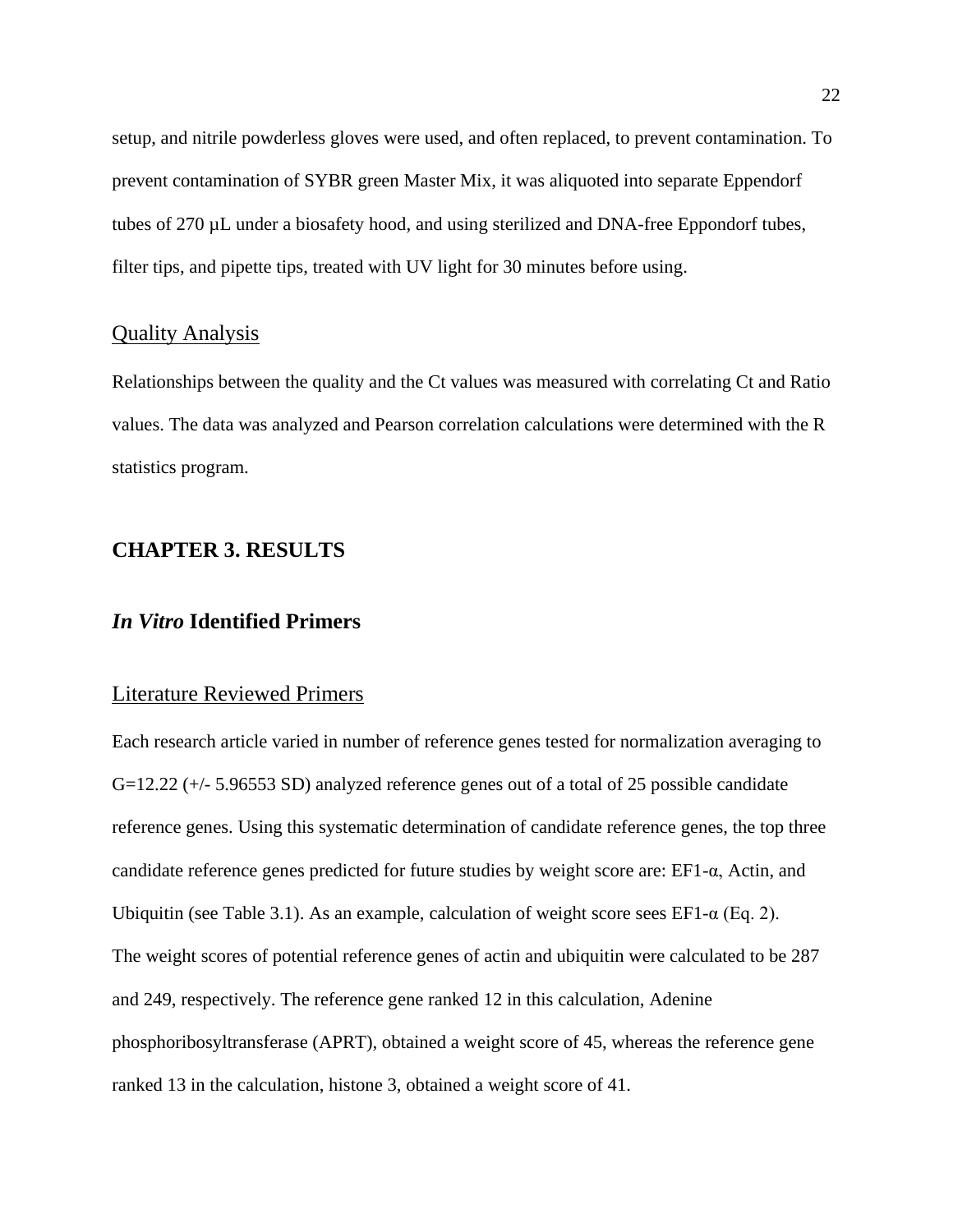setup, and nitrile powderless gloves were used, and often replaced, to prevent contamination. To prevent contamination of SYBR green Master Mix, it was aliquoted into separate Eppendorf tubes of 270 µL under a biosafety hood, and using sterilized and DNA-free Eppondorf tubes, filter tips, and pipette tips, treated with UV light for 30 minutes before using.

### Quality Analysis

Relationships between the quality and the Ct values was measured with correlating Ct and Ratio values. The data was analyzed and Pearson correlation calculations were determined with the R statistics program.

# CHAPTER 3. RESULTS

## *In Vitro* Identified Primers

### Literature Reviewed Primers

Each research article varied in number of reference genes tested for normalization averaging to G=12.22 (+/- 5.96553 SD) analyzed reference genes out of a total of 25 possible candidate reference genes. Using this systematic determination of candidate reference genes, the top three candidate reference genes predicted for future studies by weight score are: EF1-α, Actin, and Ubiquitin (see Table 3.1). As an example, calculation of weight score sees EF1-α (Eq. 2). The weight scores of potential reference genes of actin and ubiquitin were calculated to be 287 and 249, respectively. The reference gene ranked 12 in this calculation, Adenine phosphoribosyltransferase (APRT), obtained a weight score of 45, whereas the reference gene ranked 13 in the calculation, histone 3, obtained a weight score of 41.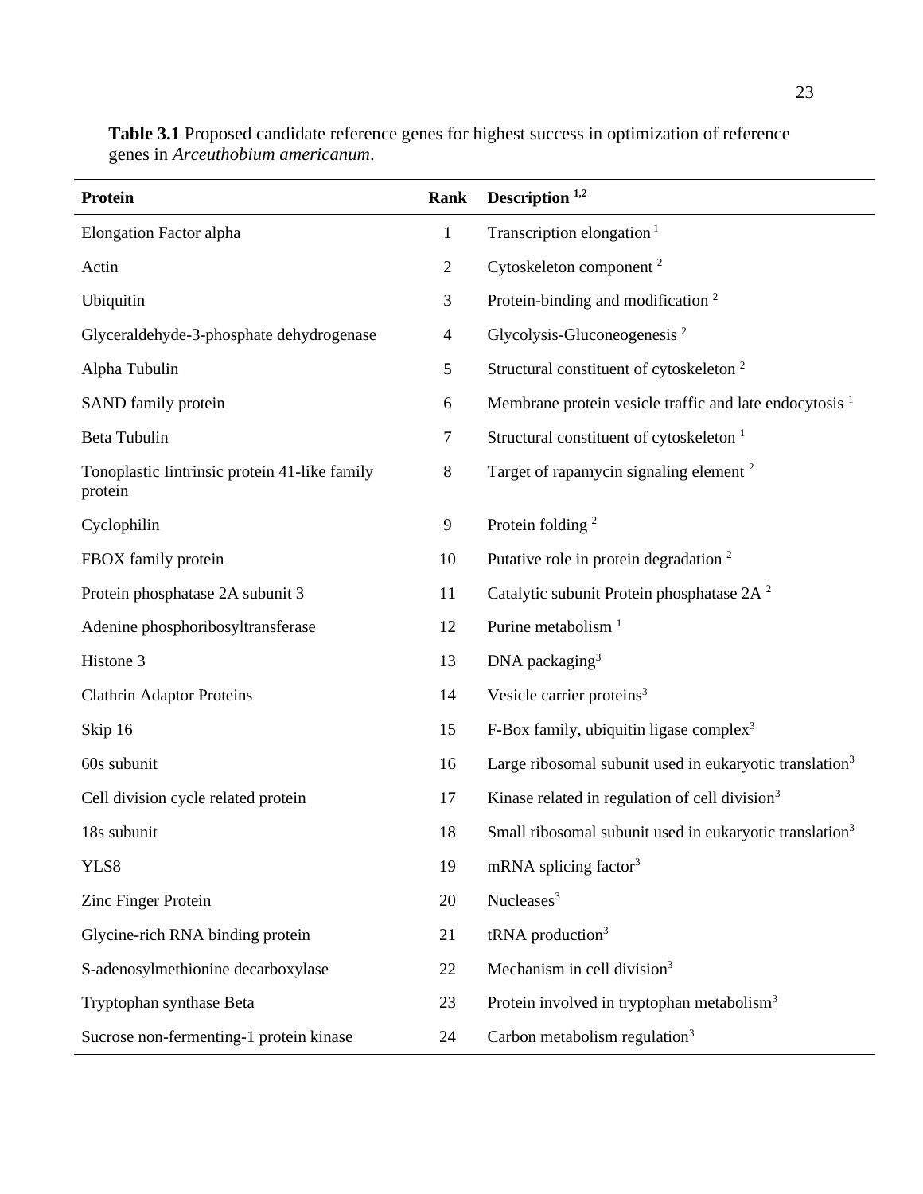**Table 3.1** Proposed candidate reference genes for highest success in optimization of reference genes in *Arceuthobium americanum*.

| Protein | Rank | Description [1,2] |
|---|---|---|
| Elongation Factor alpha | 1 | Transcription elongation [1] |
| Actin | 2 | Cytoskeleton component [2] |
| Ubiquitin | 3 | Protein-binding and modification [2] |
| Glyceraldehyde-3-phosphate dehydrogenase | 4 | Glycolysis-Gluconeogenesis [2] |
| Alpha Tubulin | 5 | Structural constituent of cytoskeleton [2] |
| SAND family protein | 6 | Membrane protein vesicle traffic and late endocytosis [1] |
| Beta Tubulin | 7 | Structural constituent of cytoskeleton [1] |
| Tonoplastic Iintrinsic protein 41-like family protein | 8 | Target of rapamycin signaling element [2] |
| Cyclophilin | 9 | Protein folding [2] |
| FBOX family protein | 10 | Putative role in protein degradation [2] |
| Protein phosphatase 2A subunit 3 | 11 | Catalytic subunit Protein phosphatase 2A [2] |
| Adenine phosphoribosyltransferase | 12 | Purine metabolism [1] |
| Histone 3 | 13 | DNA packaging[3] |
| Clathrin Adaptor Proteins | 14 | Vesicle carrier proteins[3] |
| Skip 16 | 15 | F-Box family, ubiquitin ligase complex[3] |
| 60s subunit | 16 | Large ribosomal subunit used in eukaryotic translation[3] |
| Cell division cycle related protein | 17 | Kinase related in regulation of cell division[3] |
| 18s subunit | 18 | Small ribosomal subunit used in eukaryotic translation[3] |
| YLS8 | 19 | mRNA splicing factor[3] |
| Zinc Finger Protein | 20 | Nucleases[3] |
| Glycine-rich RNA binding protein | 21 | tRNA production[3] |
| S-adenosylmethionine decarboxylase | 22 | Mechanism in cell division[3] |
| Tryptophan synthase Beta | 23 | Protein involved in tryptophan metabolism[3] |
| Sucrose non-fermenting-1 protein kinase | 24 | Carbon metabolism regulation[3] |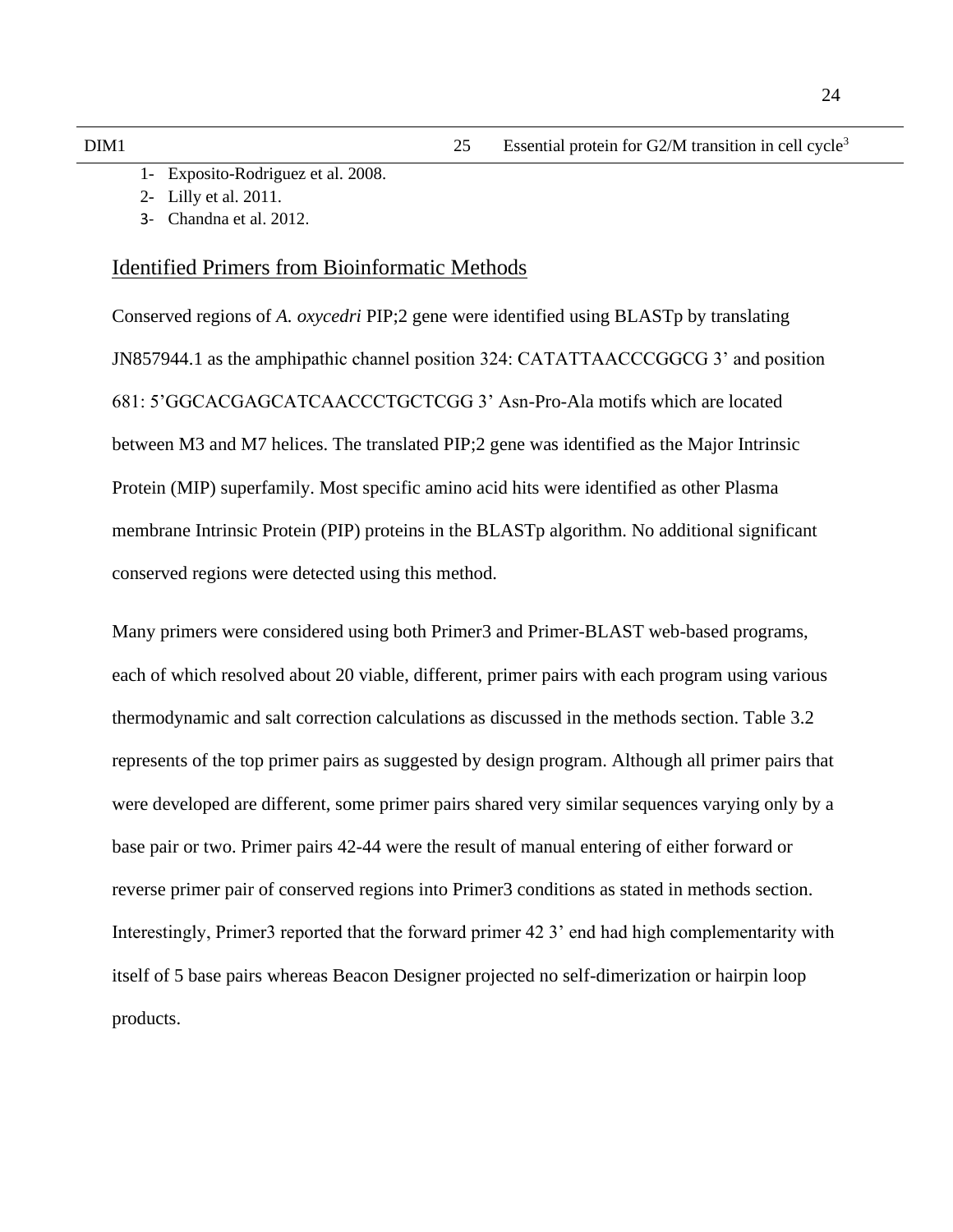| DIM1 | 25 | Essential protein for G2/M transition in cell cycle[3] |
|---|---|---|

1- Exposito-Rodriguez et al. 2008.
2- Lilly et al. 2011.
3- Chandna et al. 2012.

## Identified Primers from Bioinformatic Methods

Conserved regions of *A. oxycedri* PIP;2 gene were identified using BLASTp by translating JN857944.1 as the amphipathic channel position 324: CATATTAACCCGGCG 3' and position 681: 5'GGCACGAGCATCAACCCTGCTCGG 3' Asn-Pro-Ala motifs which are located between M3 and M7 helices. The translated PIP;2 gene was identified as the Major Intrinsic Protein (MIP) superfamily. Most specific amino acid hits were identified as other Plasma membrane Intrinsic Protein (PIP) proteins in the BLASTp algorithm. No additional significant conserved regions were detected using this method.

Many primers were considered using both Primer3 and Primer-BLAST web-based programs, each of which resolved about 20 viable, different, primer pairs with each program using various thermodynamic and salt correction calculations as discussed in the methods section. Table 3.2 represents of the top primer pairs as suggested by design program. Although all primer pairs that were developed are different, some primer pairs shared very similar sequences varying only by a base pair or two. Primer pairs 42-44 were the result of manual entering of either forward or reverse primer pair of conserved regions into Primer3 conditions as stated in methods section. Interestingly, Primer3 reported that the forward primer 42 3' end had high complementarity with itself of 5 base pairs whereas Beacon Designer projected no self-dimerization or hairpin loop products.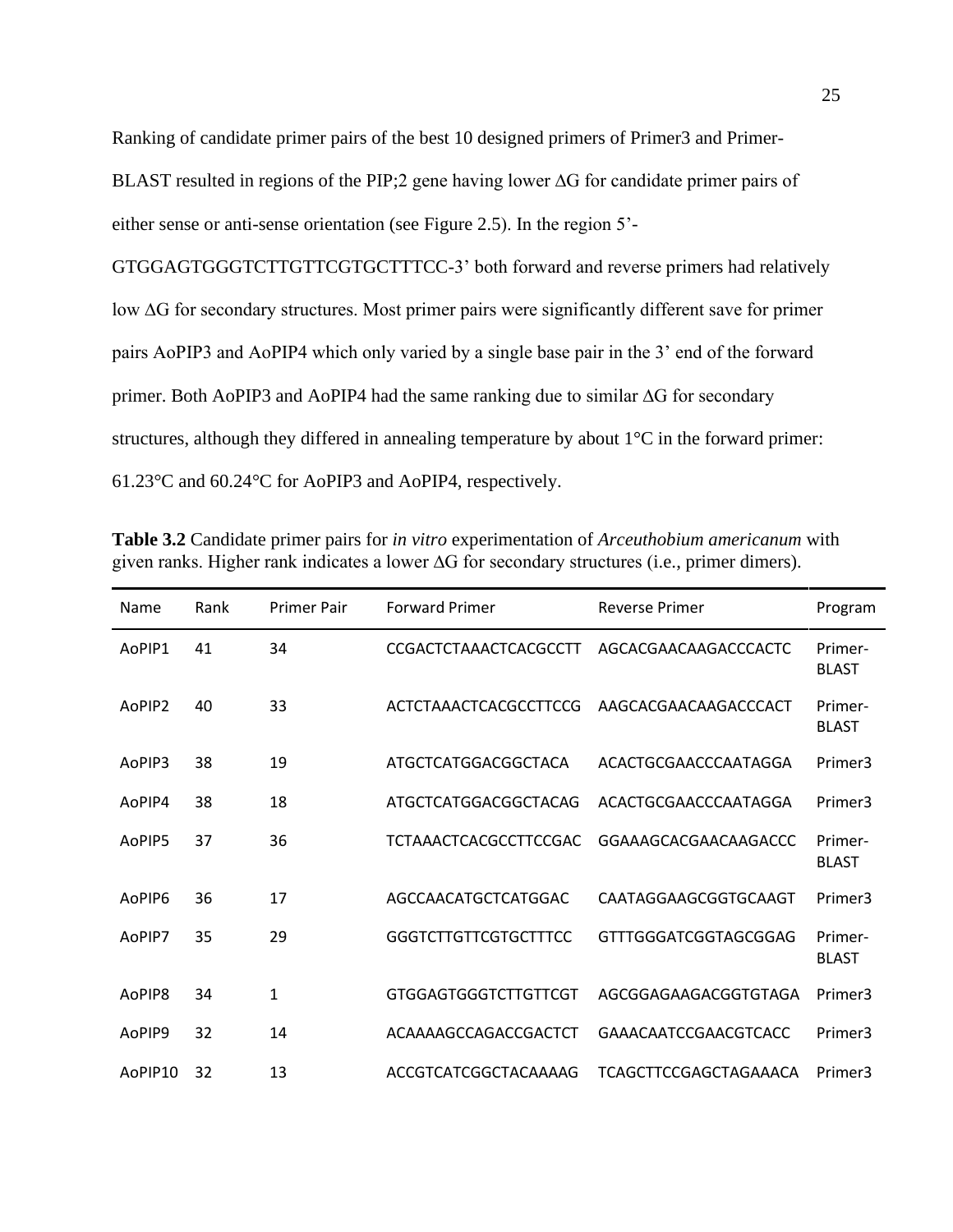Ranking of candidate primer pairs of the best 10 designed primers of Primer3 and Primer-BLAST resulted in regions of the PIP;2 gene having lower ∆G for candidate primer pairs of either sense or anti-sense orientation (see Figure 2.5). In the region 5'-GTGGAGTGGGTCTTGTTCGTGCTTTCC-3' both forward and reverse primers had relatively low ∆G for secondary structures. Most primer pairs were significantly different save for primer pairs AoPIP3 and AoPIP4 which only varied by a single base pair in the 3' end of the forward primer. Both AoPIP3 and AoPIP4 had the same ranking due to similar ∆G for secondary structures, although they differed in annealing temperature by about 1°C in the forward primer: 61.23°C and 60.24°C for AoPIP3 and AoPIP4, respectively.

**Table 3.2** Candidate primer pairs for *in vitro* experimentation of *Arceuthobium americanum* with given ranks. Higher rank indicates a lower ∆G for secondary structures (i.e., primer dimers).

| Name | Rank | Primer Pair | Forward Primer | Reverse Primer | Program |
|---|---|---|---|---|---|
| AoPIP1 | 41 | 34 | CCGACTCTAAACTCACGCCTT | AGCACGAACAAGACCCACTC | Primer-BLAST |
| AoPIP2 | 40 | 33 | ACTCTAAACTCACGCCTTCCG | AAGCACGAACAAGACCCACT | Primer-BLAST |
| AoPIP3 | 38 | 19 | ATGCTCATGGACGGCTACA | ACACTGCGAACCCAATAGGA | Primer3 |
| AoPIP4 | 38 | 18 | ATGCTCATGGACGGCTACAG | ACACTGCGAACCCAATAGGA | Primer3 |
| AoPIP5 | 37 | 36 | TCTAAACTCACGCCTTCCGAC | GGAAAGCACGAACAAGACCC | Primer-BLAST |
| AoPIP6 | 36 | 17 | AGCCAACATGCTCATGGAC | CAATAGGAAGCGGTGCAAGT | Primer3 |
| AoPIP7 | 35 | 29 | GGGTCTTGTTCGTGCTTTCC | GTTTGGGATCGGTAGCGGAG | Primer-BLAST |
| AoPIP8 | 34 | 1 | GTGGAGTGGGTCTTGTTCGT | AGCGGAGAAGACGGTGTAGA | Primer3 |
| AoPIP9 | 32 | 14 | ACAAAAGCCAGACCGACTCT | GAAACAATCCGAACGTCACC | Primer3 |
| AoPIP10 | 32 | 13 | ACCGTCATCGGCTACAAAAG | TCAGCTTCCGAGCTAGAAACA | Primer3 |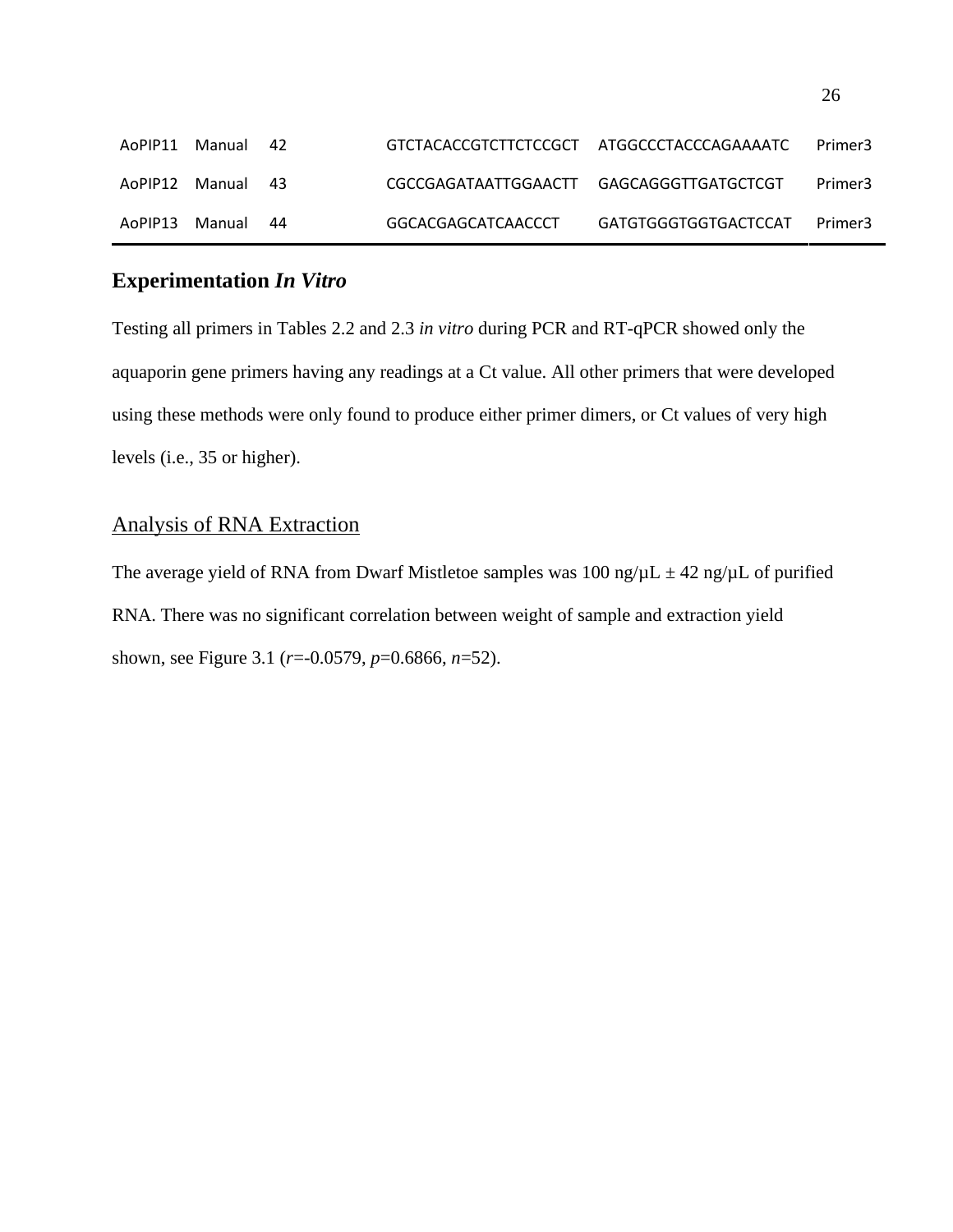| | | | | | |
|---|---|---|---|---|---|
| AoPIP11 | Manual | 42 | GTCTACACCGTCTTCTCCGCT | ATGGCCCTACCCAGAAAATC | Primer3 |
| AoPIP12 | Manual | 43 | CGCCGAGATAATTGGAACTT | GAGCAGGGTTGATGCTCGT | Primer3 |
| AoPIP13 | Manual | 44 | GGCACGAGCATCAACCCT | GATGTGGGTGGTGACTCCAT | Primer3 |

## Experimentation *In Vitro*

Testing all primers in Tables 2.2 and 2.3 *in vitro* during PCR and RT-qPCR showed only the aquaporin gene primers having any readings at a Ct value. All other primers that were developed using these methods were only found to produce either primer dimers, or Ct values of very high levels (i.e., 35 or higher).

### Analysis of RNA Extraction

The average yield of RNA from Dwarf Mistletoe samples was 100 ng/μL ± 42 ng/μL of purified RNA. There was no significant correlation between weight of sample and extraction yield shown, see Figure 3.1 ($r$=-0.0579, $p$=0.6866, $n$=52).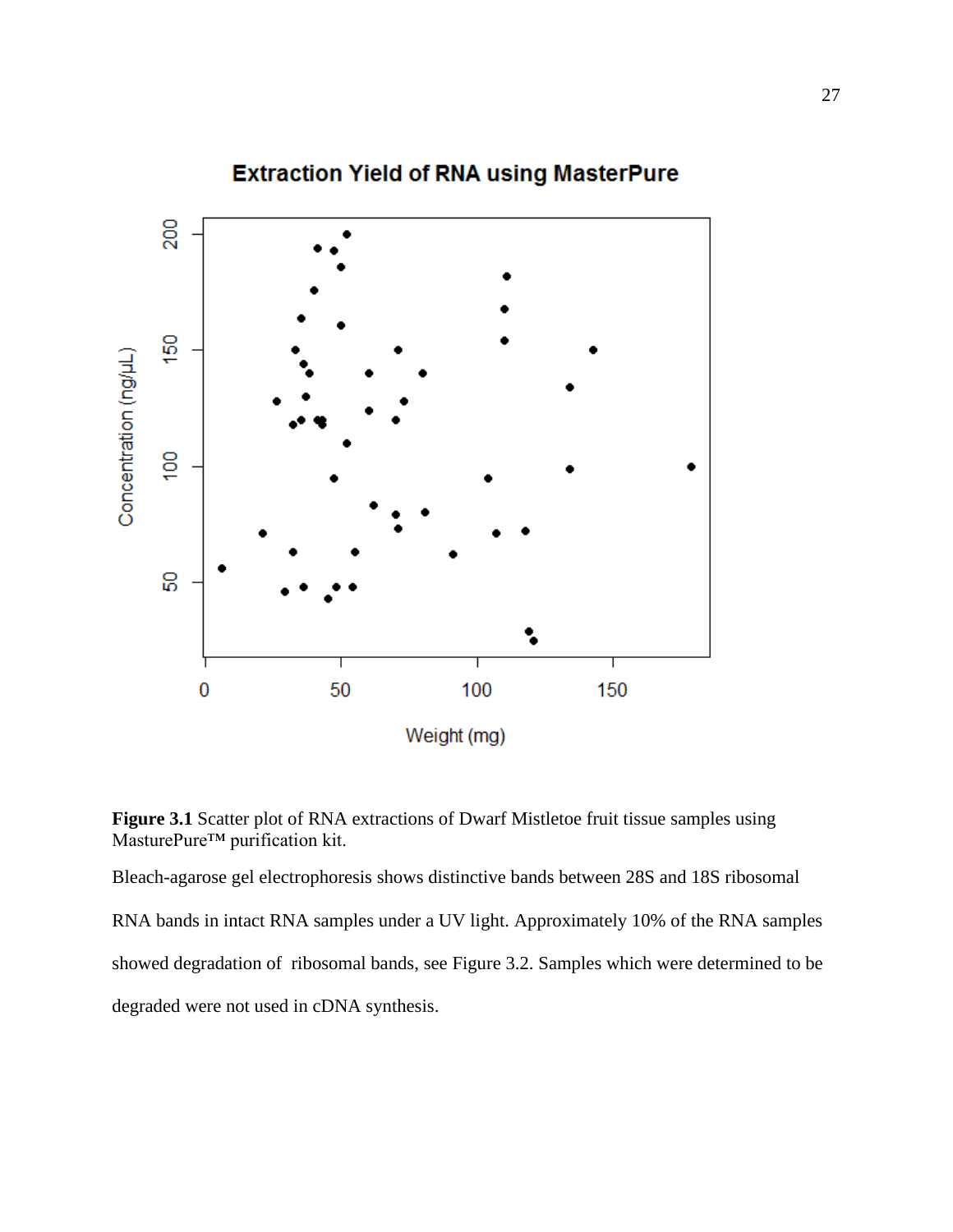**Figure 3.1** Scatter plot of RNA extractions of Dwarf Mistletoe fruit tissue samples using MasturePure™ purification kit.

Bleach-agarose gel electrophoresis shows distinctive bands between 28S and 18S ribosomal RNA bands in intact RNA samples under a UV light. Approximately 10% of the RNA samples showed degradation of ribosomal bands, see Figure 3.2. Samples which were determined to be degraded were not used in cDNA synthesis.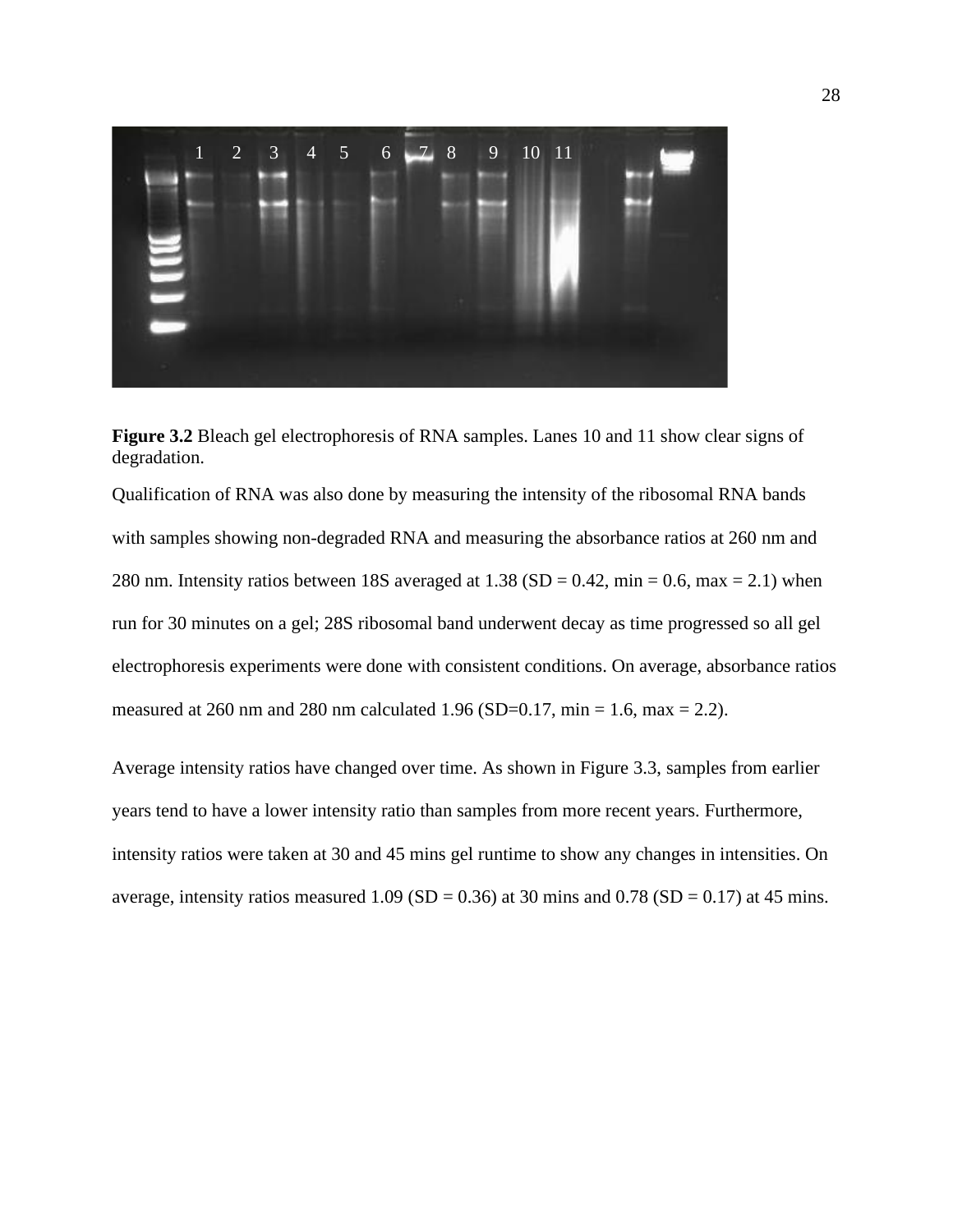**Figure 3.2** Bleach gel electrophoresis of RNA samples. Lanes 10 and 11 show clear signs of degradation.

Qualification of RNA was also done by measuring the intensity of the ribosomal RNA bands with samples showing non-degraded RNA and measuring the absorbance ratios at 260 nm and 280 nm. Intensity ratios between 18S averaged at 1.38 (SD = 0.42, min = 0.6, max = 2.1) when run for 30 minutes on a gel; 28S ribosomal band underwent decay as time progressed so all gel electrophoresis experiments were done with consistent conditions. On average, absorbance ratios measured at 260 nm and 280 nm calculated 1.96 (SD=0.17, min = 1.6, max = 2.2).

Average intensity ratios have changed over time. As shown in Figure 3.3, samples from earlier years tend to have a lower intensity ratio than samples from more recent years. Furthermore, intensity ratios were taken at 30 and 45 mins gel runtime to show any changes in intensities. On average, intensity ratios measured 1.09 (SD = 0.36) at 30 mins and 0.78 (SD = 0.17) at 45 mins.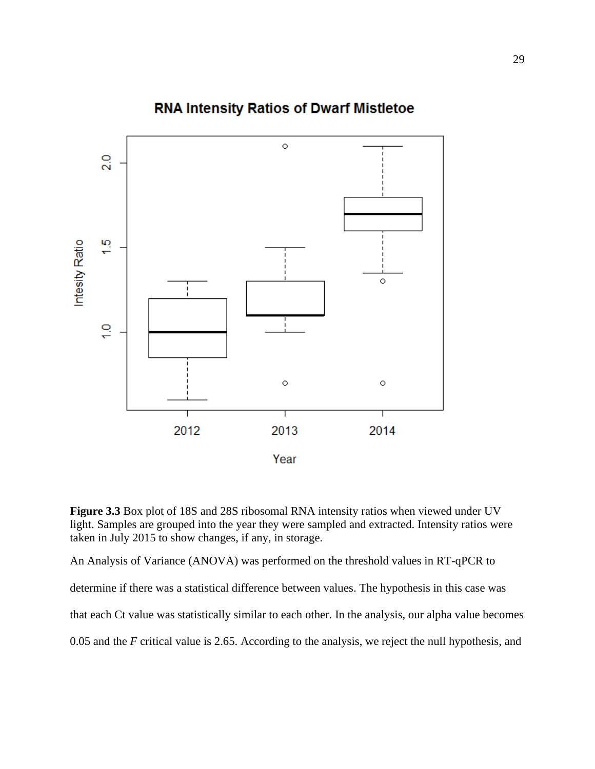**Figure 3.3** Box plot of 18S and 28S ribosomal RNA intensity ratios when viewed under UV light. Samples are grouped into the year they were sampled and extracted. Intensity ratios were taken in July 2015 to show changes, if any, in storage.

An Analysis of Variance (ANOVA) was performed on the threshold values in RT-qPCR to determine if there was a statistical difference between values. The hypothesis in this case was that each Ct value was statistically similar to each other. In the analysis, our alpha value becomes 0.05 and the *F* critical value is 2.65. According to the analysis, we reject the null hypothesis, and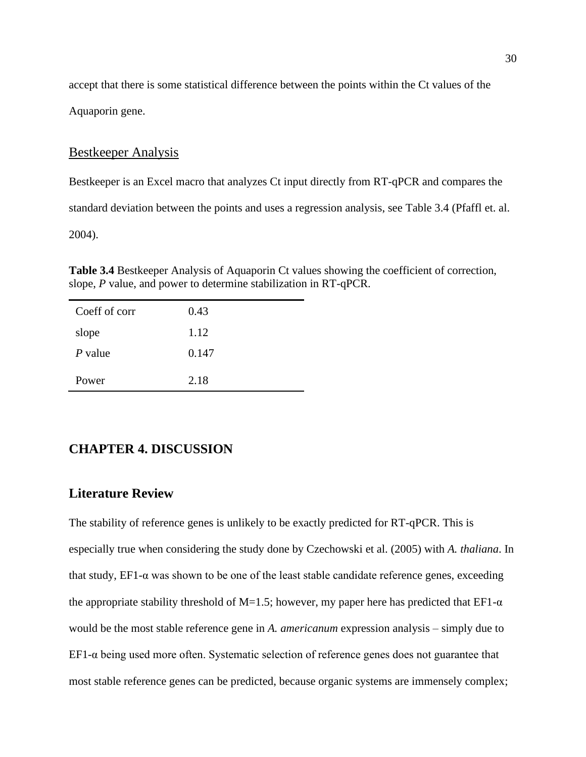accept that there is some statistical difference between the points within the Ct values of the Aquaporin gene.

## Bestkeeper Analysis

Bestkeeper is an Excel macro that analyzes Ct input directly from RT-qPCR and compares the standard deviation between the points and uses a regression analysis, see Table 3.4 (Pfaffl et. al. 2004).

**Table 3.4** Bestkeeper Analysis of Aquaporin Ct values showing the coefficient of correction, slope, *P* value, and power to determine stabilization in RT-qPCR.

| | |
|---|---|
| Coeff of corr | 0.43 |
| slope | 1.12 |
| *P* value | 0.147 |
| Power | 2.18 |

# CHAPTER 4. DISCUSSION

## Literature Review

The stability of reference genes is unlikely to be exactly predicted for RT-qPCR. This is especially true when considering the study done by Czechowski et al. (2005) with *A. thaliana*. In that study, EF1-α was shown to be one of the least stable candidate reference genes, exceeding the appropriate stability threshold of M=1.5; however, my paper here has predicted that EF1-α would be the most stable reference gene in *A. americanum* expression analysis – simply due to EF1-α being used more often. Systematic selection of reference genes does not guarantee that most stable reference genes can be predicted, because organic systems are immensely complex;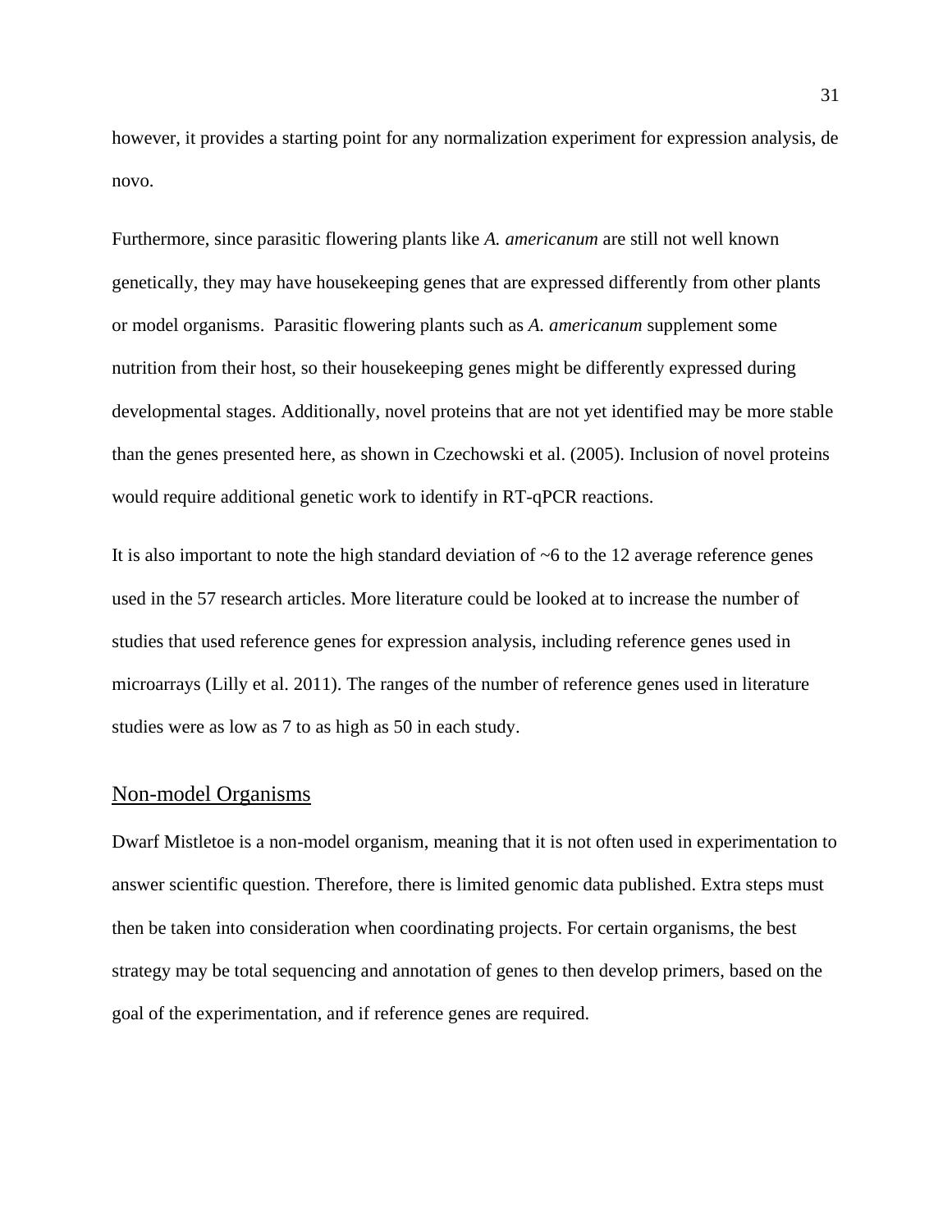however, it provides a starting point for any normalization experiment for expression analysis, de novo.

Furthermore, since parasitic flowering plants like *A. americanum* are still not well known genetically, they may have housekeeping genes that are expressed differently from other plants or model organisms. Parasitic flowering plants such as *A. americanum* supplement some nutrition from their host, so their housekeeping genes might be differently expressed during developmental stages. Additionally, novel proteins that are not yet identified may be more stable than the genes presented here, as shown in Czechowski et al. (2005). Inclusion of novel proteins would require additional genetic work to identify in RT-qPCR reactions.

It is also important to note the high standard deviation of ~6 to the 12 average reference genes used in the 57 research articles. More literature could be looked at to increase the number of studies that used reference genes for expression analysis, including reference genes used in microarrays (Lilly et al. 2011). The ranges of the number of reference genes used in literature studies were as low as 7 to as high as 50 in each study.

## Non-model Organisms

Dwarf Mistletoe is a non-model organism, meaning that it is not often used in experimentation to answer scientific question. Therefore, there is limited genomic data published. Extra steps must then be taken into consideration when coordinating projects. For certain organisms, the best strategy may be total sequencing and annotation of genes to then develop primers, based on the goal of the experimentation, and if reference genes are required.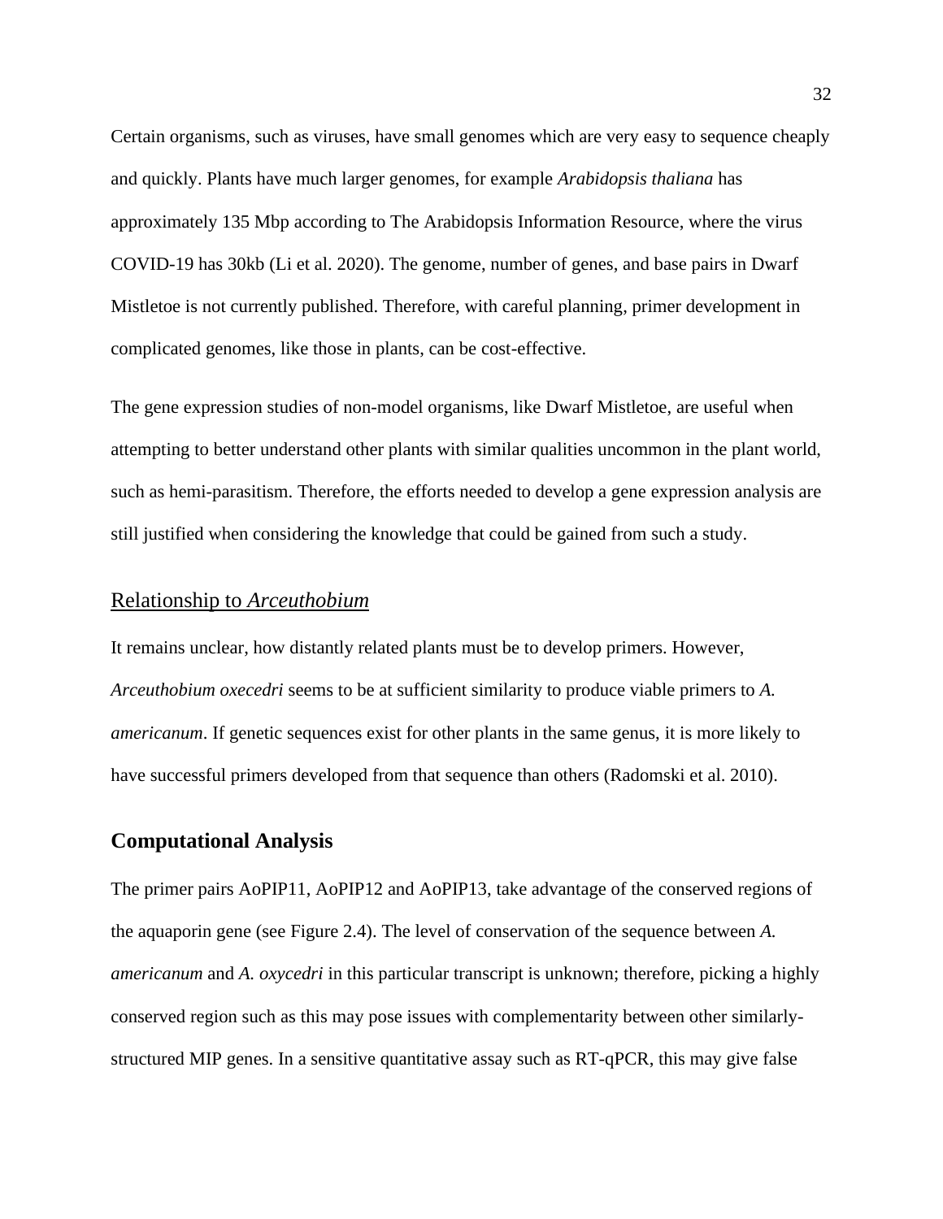Certain organisms, such as viruses, have small genomes which are very easy to sequence cheaply and quickly. Plants have much larger genomes, for example *Arabidopsis thaliana* has approximately 135 Mbp according to The Arabidopsis Information Resource, where the virus COVID-19 has 30kb (Li et al. 2020). The genome, number of genes, and base pairs in Dwarf Mistletoe is not currently published. Therefore, with careful planning, primer development in complicated genomes, like those in plants, can be cost-effective.

The gene expression studies of non-model organisms, like Dwarf Mistletoe, are useful when attempting to better understand other plants with similar qualities uncommon in the plant world, such as hemi-parasitism. Therefore, the efforts needed to develop a gene expression analysis are still justified when considering the knowledge that could be gained from such a study.

### Relationship to *Arceuthobium*

It remains unclear, how distantly related plants must be to develop primers. However, *Arceuthobium oxecedri* seems to be at sufficient similarity to produce viable primers to *A. americanum*. If genetic sequences exist for other plants in the same genus, it is more likely to have successful primers developed from that sequence than others (Radomski et al. 2010).

## Computational Analysis

The primer pairs AoPIP11, AoPIP12 and AoPIP13, take advantage of the conserved regions of the aquaporin gene (see Figure 2.4). The level of conservation of the sequence between *A. americanum* and *A. oxycedri* in this particular transcript is unknown; therefore, picking a highly conserved region such as this may pose issues with complementarity between other similarly-structured MIP genes. In a sensitive quantitative assay such as RT-qPCR, this may give false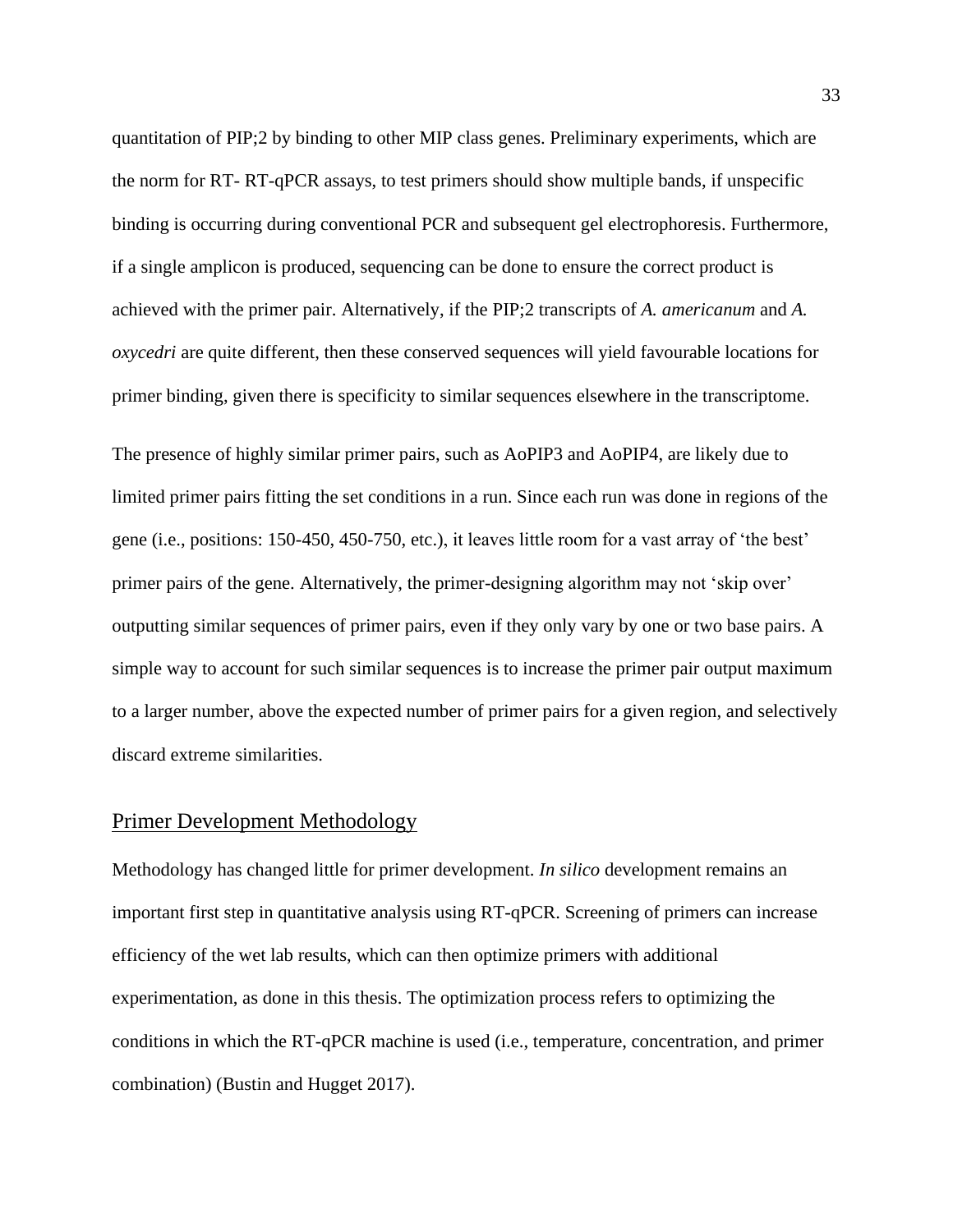quantitation of PIP;2 by binding to other MIP class genes. Preliminary experiments, which are the norm for RT- RT-qPCR assays, to test primers should show multiple bands, if unspecific binding is occurring during conventional PCR and subsequent gel electrophoresis. Furthermore, if a single amplicon is produced, sequencing can be done to ensure the correct product is achieved with the primer pair. Alternatively, if the PIP;2 transcripts of *A. americanum* and *A. oxycedri* are quite different, then these conserved sequences will yield favourable locations for primer binding, given there is specificity to similar sequences elsewhere in the transcriptome.

The presence of highly similar primer pairs, such as AoPIP3 and AoPIP4, are likely due to limited primer pairs fitting the set conditions in a run. Since each run was done in regions of the gene (i.e., positions: 150-450, 450-750, etc.), it leaves little room for a vast array of 'the best' primer pairs of the gene. Alternatively, the primer-designing algorithm may not 'skip over' outputting similar sequences of primer pairs, even if they only vary by one or two base pairs. A simple way to account for such similar sequences is to increase the primer pair output maximum to a larger number, above the expected number of primer pairs for a given region, and selectively discard extreme similarities.

## Primer Development Methodology

Methodology has changed little for primer development. *In silico* development remains an important first step in quantitative analysis using RT-qPCR. Screening of primers can increase efficiency of the wet lab results, which can then optimize primers with additional experimentation, as done in this thesis. The optimization process refers to optimizing the conditions in which the RT-qPCR machine is used (i.e., temperature, concentration, and primer combination) (Bustin and Hugget 2017).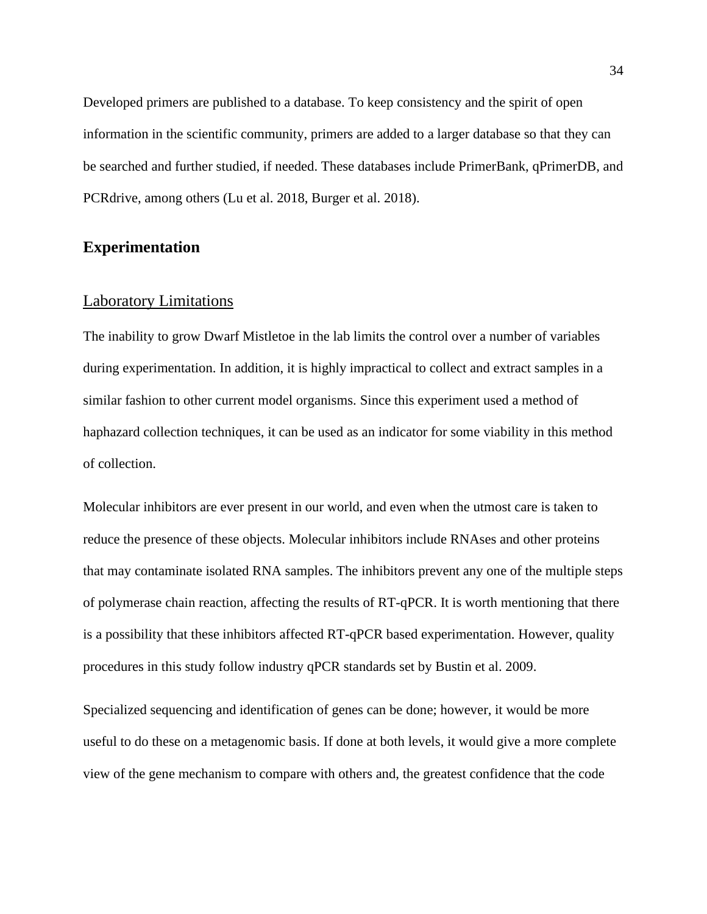Developed primers are published to a database. To keep consistency and the spirit of open information in the scientific community, primers are added to a larger database so that they can be searched and further studied, if needed. These databases include PrimerBank, qPrimerDB, and PCRdrive, among others (Lu et al. 2018, Burger et al. 2018).

## Experimentation

### Laboratory Limitations

The inability to grow Dwarf Mistletoe in the lab limits the control over a number of variables during experimentation. In addition, it is highly impractical to collect and extract samples in a similar fashion to other current model organisms. Since this experiment used a method of haphazard collection techniques, it can be used as an indicator for some viability in this method of collection.

Molecular inhibitors are ever present in our world, and even when the utmost care is taken to reduce the presence of these objects. Molecular inhibitors include RNAses and other proteins that may contaminate isolated RNA samples. The inhibitors prevent any one of the multiple steps of polymerase chain reaction, affecting the results of RT-qPCR. It is worth mentioning that there is a possibility that these inhibitors affected RT-qPCR based experimentation. However, quality procedures in this study follow industry qPCR standards set by Bustin et al. 2009.

Specialized sequencing and identification of genes can be done; however, it would be more useful to do these on a metagenomic basis. If done at both levels, it would give a more complete view of the gene mechanism to compare with others and, the greatest confidence that the code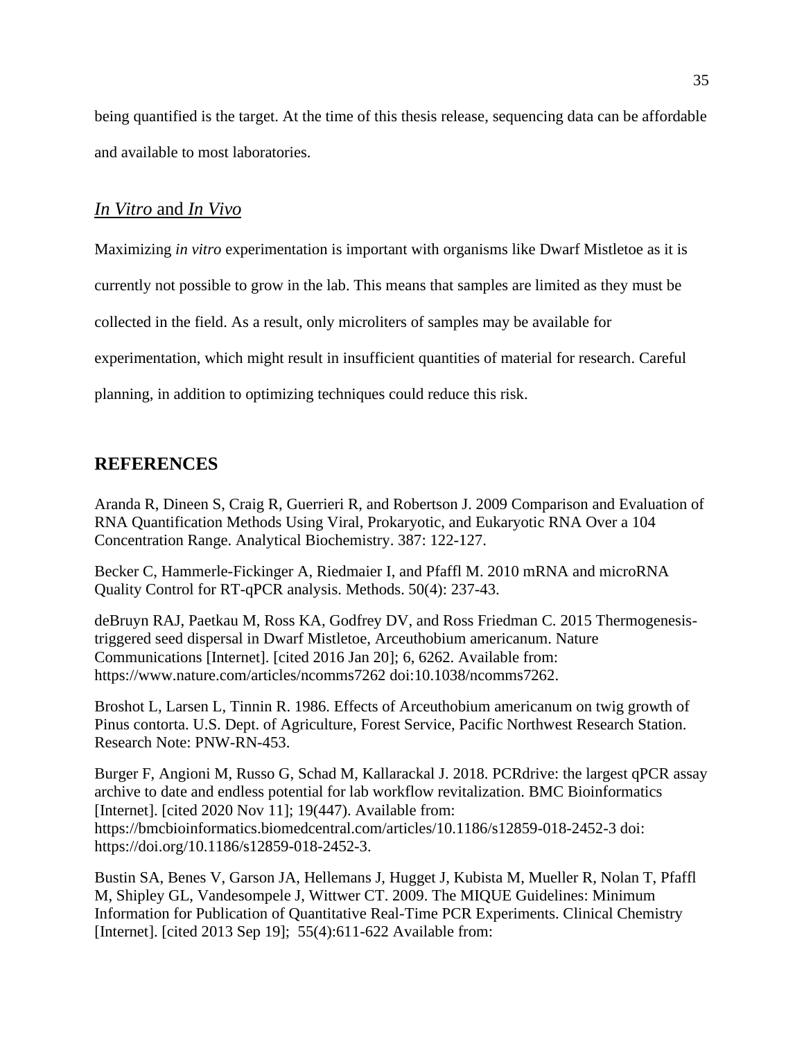being quantified is the target. At the time of this thesis release, sequencing data can be affordable and available to most laboratories.

### *In Vitro* and *In Vivo*

Maximizing *in vitro* experimentation is important with organisms like Dwarf Mistletoe as it is currently not possible to grow in the lab. This means that samples are limited as they must be collected in the field. As a result, only microliters of samples may be available for experimentation, which might result in insufficient quantities of material for research. Careful planning, in addition to optimizing techniques could reduce this risk.

## REFERENCES

Aranda R, Dineen S, Craig R, Guerrieri R, and Robertson J. 2009 Comparison and Evaluation of RNA Quantification Methods Using Viral, Prokaryotic, and Eukaryotic RNA Over a 104 Concentration Range. Analytical Biochemistry. 387: 122-127.

Becker C, Hammerle-Fickinger A, Riedmaier I, and Pfaffl M. 2010 mRNA and microRNA Quality Control for RT-qPCR analysis. Methods. 50(4): 237-43.

deBruyn RAJ, Paetkau M, Ross KA, Godfrey DV, and Ross Friedman C. 2015 Thermogenesis-triggered seed dispersal in Dwarf Mistletoe, Arceuthobium americanum. Nature Communications [Internet]. [cited 2016 Jan 20]; 6, 6262. Available from: https://www.nature.com/articles/ncomms7262 doi:10.1038/ncomms7262.

Broshot L, Larsen L, Tinnin R. 1986. Effects of Arceuthobium americanum on twig growth of Pinus contorta. U.S. Dept. of Agriculture, Forest Service, Pacific Northwest Research Station. Research Note: PNW-RN-453.

Burger F, Angioni M, Russo G, Schad M, Kallarackal J. 2018. PCRdrive: the largest qPCR assay archive to date and endless potential for lab workflow revitalization. BMC Bioinformatics [Internet]. [cited 2020 Nov 11]; 19(447). Available from: https://bmcbioinformatics.biomedcentral.com/articles/10.1186/s12859-018-2452-3 doi: https://doi.org/10.1186/s12859-018-2452-3.

Bustin SA, Benes V, Garson JA, Hellemans J, Hugget J, Kubista M, Mueller R, Nolan T, Pfaffl M, Shipley GL, Vandesompele J, Wittwer CT. 2009. The MIQUE Guidelines: Minimum Information for Publication of Quantitative Real-Time PCR Experiments. Clinical Chemistry [Internet]. [cited 2013 Sep 19]; 55(4):611-622 Available from: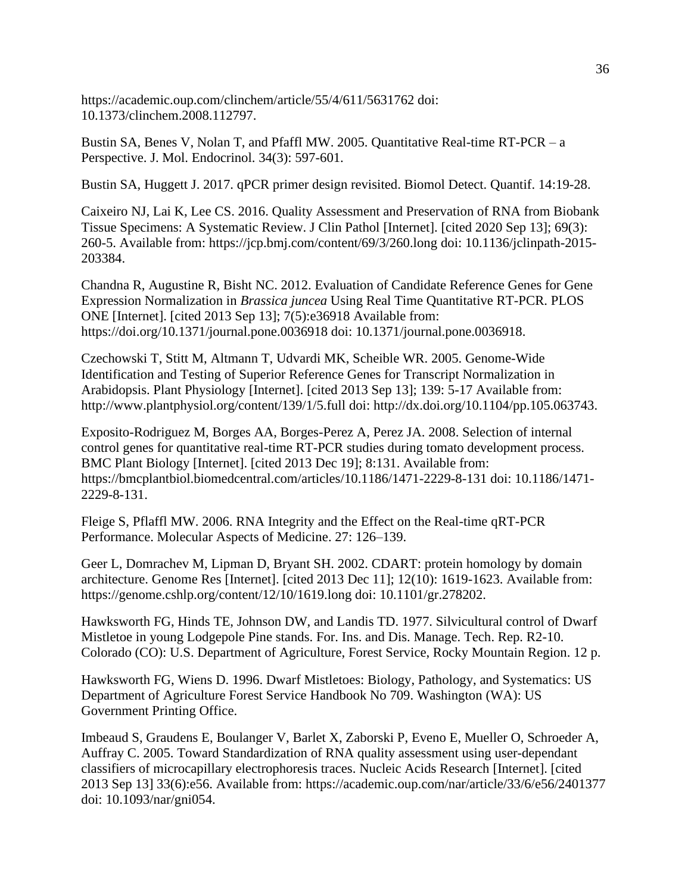https://academic.oup.com/clinchem/article/55/4/611/5631762 doi: 10.1373/clinchem.2008.112797.

Bustin SA, Benes V, Nolan T, and Pfaffl MW. 2005. Quantitative Real-time RT-PCR – a Perspective. J. Mol. Endocrinol. 34(3): 597-601.

Bustin SA, Huggett J. 2017. qPCR primer design revisited. Biomol Detect. Quantif. 14:19-28.

Caixeiro NJ, Lai K, Lee CS. 2016. Quality Assessment and Preservation of RNA from Biobank Tissue Specimens: A Systematic Review. J Clin Pathol [Internet]. [cited 2020 Sep 13]; 69(3): 260-5. Available from: https://jcp.bmj.com/content/69/3/260.long doi: 10.1136/jclinpath-2015-203384.

Chandna R, Augustine R, Bisht NC. 2012. Evaluation of Candidate Reference Genes for Gene Expression Normalization in *Brassica juncea* Using Real Time Quantitative RT-PCR. PLOS ONE [Internet]. [cited 2013 Sep 13]; 7(5):e36918 Available from: https://doi.org/10.1371/journal.pone.0036918 doi: 10.1371/journal.pone.0036918.

Czechowski T, Stitt M, Altmann T, Udvardi MK, Scheible WR. 2005. Genome-Wide Identification and Testing of Superior Reference Genes for Transcript Normalization in Arabidopsis. Plant Physiology [Internet]. [cited 2013 Sep 13]; 139: 5-17 Available from: http://www.plantphysiol.org/content/139/1/5.full doi: http://dx.doi.org/10.1104/pp.105.063743.

Exposito-Rodriguez M, Borges AA, Borges-Perez A, Perez JA. 2008. Selection of internal control genes for quantitative real-time RT-PCR studies during tomato development process. BMC Plant Biology [Internet]. [cited 2013 Dec 19]; 8:131. Available from: https://bmcplantbiol.biomedcentral.com/articles/10.1186/1471-2229-8-131 doi: 10.1186/1471-2229-8-131.

Fleige S, Pflaffl MW. 2006. RNA Integrity and the Effect on the Real-time qRT-PCR Performance. Molecular Aspects of Medicine. 27: 126–139.

Geer L, Domrachev M, Lipman D, Bryant SH. 2002. CDART: protein homology by domain architecture. Genome Res [Internet]. [cited 2013 Dec 11]; 12(10): 1619-1623. Available from: https://genome.cshlp.org/content/12/10/1619.long doi: 10.1101/gr.278202.

Hawksworth FG, Hinds TE, Johnson DW, and Landis TD. 1977. Silvicultural control of Dwarf Mistletoe in young Lodgepole Pine stands. For. Ins. and Dis. Manage. Tech. Rep. R2-10. Colorado (CO): U.S. Department of Agriculture, Forest Service, Rocky Mountain Region. 12 p.

Hawksworth FG, Wiens D. 1996. Dwarf Mistletoes: Biology, Pathology, and Systematics: US Department of Agriculture Forest Service Handbook No 709. Washington (WA): US Government Printing Office.

Imbeaud S, Graudens E, Boulanger V, Barlet X, Zaborski P, Eveno E, Mueller O, Schroeder A, Auffray C. 2005. Toward Standardization of RNA quality assessment using user-dependant classifiers of microcapillary electrophoresis traces. Nucleic Acids Research [Internet]. [cited 2013 Sep 13] 33(6):e56. Available from: https://academic.oup.com/nar/article/33/6/e56/2401377 doi: 10.1093/nar/gni054.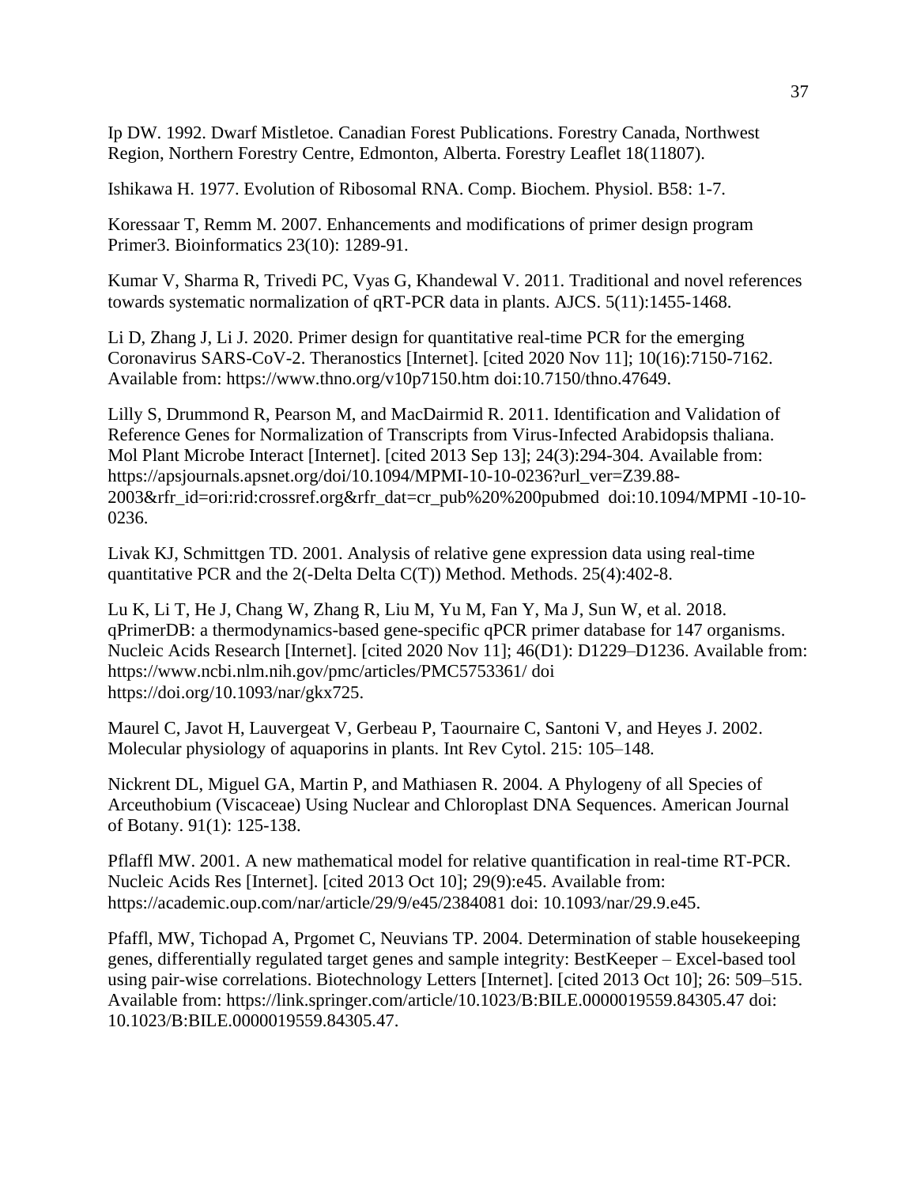Ip DW. 1992. Dwarf Mistletoe. Canadian Forest Publications. Forestry Canada, Northwest Region, Northern Forestry Centre, Edmonton, Alberta. Forestry Leaflet 18(11807).

Ishikawa H. 1977. Evolution of Ribosomal RNA. Comp. Biochem. Physiol. B58: 1-7.

Koressaar T, Remm M. 2007. Enhancements and modifications of primer design program Primer3. Bioinformatics 23(10): 1289-91.

Kumar V, Sharma R, Trivedi PC, Vyas G, Khandewal V. 2011. Traditional and novel references towards systematic normalization of qRT-PCR data in plants. AJCS. 5(11):1455-1468.

Li D, Zhang J, Li J. 2020. Primer design for quantitative real-time PCR for the emerging Coronavirus SARS-CoV-2. Theranostics [Internet]. [cited 2020 Nov 11]; 10(16):7150-7162. Available from: https://www.thno.org/v10p7150.htm doi:10.7150/thno.47649.

Lilly S, Drummond R, Pearson M, and MacDairmid R. 2011. Identification and Validation of Reference Genes for Normalization of Transcripts from Virus-Infected Arabidopsis thaliana. Mol Plant Microbe Interact [Internet]. [cited 2013 Sep 13]; 24(3):294-304. Available from: https://apsjournals.apsnet.org/doi/10.1094/MPMI-10-10-0236?url_ver=Z39.88-2003&rfr_id=ori:rid:crossref.org&rfr_dat=cr_pub%20%200pubmed doi:10.1094/MPMI -10-10-0236.

Livak KJ, Schmittgen TD. 2001. Analysis of relative gene expression data using real-time quantitative PCR and the 2(-Delta Delta C(T)) Method. Methods. 25(4):402-8.

Lu K, Li T, He J, Chang W, Zhang R, Liu M, Yu M, Fan Y, Ma J, Sun W, et al. 2018. qPrimerDB: a thermodynamics-based gene-specific qPCR primer database for 147 organisms. Nucleic Acids Research [Internet]. [cited 2020 Nov 11]; 46(D1): D1229–D1236. Available from: https://www.ncbi.nlm.nih.gov/pmc/articles/PMC5753361/ doi https://doi.org/10.1093/nar/gkx725.

Maurel C, Javot H, Lauvergeat V, Gerbeau P, Taournaire C, Santoni V, and Heyes J. 2002. Molecular physiology of aquaporins in plants. Int Rev Cytol. 215: 105–148.

Nickrent DL, Miguel GA, Martin P, and Mathiasen R. 2004. A Phylogeny of all Species of Arceuthobium (Viscaceae) Using Nuclear and Chloroplast DNA Sequences. American Journal of Botany. 91(1): 125-138.

Pflaffl MW. 2001. A new mathematical model for relative quantification in real-time RT-PCR. Nucleic Acids Res [Internet]. [cited 2013 Oct 10]; 29(9):e45. Available from: https://academic.oup.com/nar/article/29/9/e45/2384081 doi: 10.1093/nar/29.9.e45.

Pfaffl, MW, Tichopad A, Prgomet C, Neuvians TP. 2004. Determination of stable housekeeping genes, differentially regulated target genes and sample integrity: BestKeeper – Excel-based tool using pair-wise correlations. Biotechnology Letters [Internet]. [cited 2013 Oct 10]; 26: 509–515. Available from: https://link.springer.com/article/10.1023/B:BILE.0000019559.84305.47 doi: 10.1023/B:BILE.0000019559.84305.47.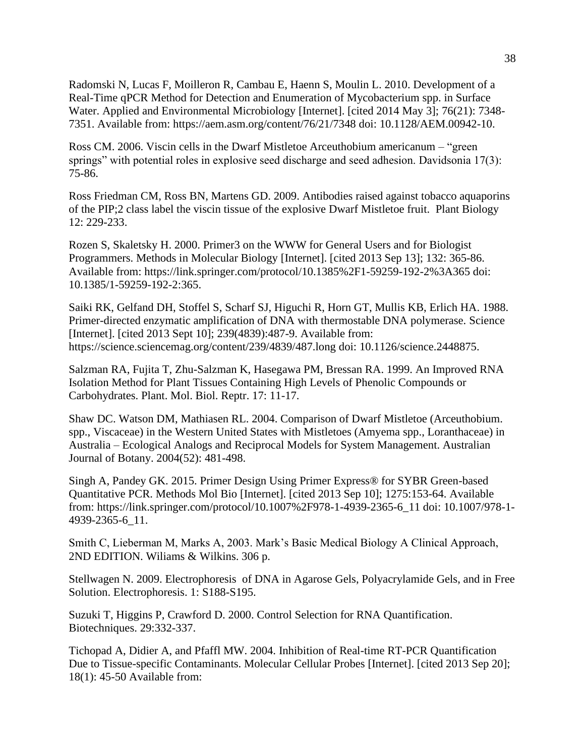Radomski N, Lucas F, Moilleron R, Cambau E, Haenn S, Moulin L. 2010. Development of a Real-Time qPCR Method for Detection and Enumeration of Mycobacterium spp. in Surface Water. Applied and Environmental Microbiology [Internet]. [cited 2014 May 3]; 76(21): 7348-7351. Available from: https://aem.asm.org/content/76/21/7348 doi: 10.1128/AEM.00942-10.

Ross CM. 2006. Viscin cells in the Dwarf Mistletoe Arceuthobium americanum – "green springs" with potential roles in explosive seed discharge and seed adhesion. Davidsonia 17(3): 75-86.

Ross Friedman CM, Ross BN, Martens GD. 2009. Antibodies raised against tobacco aquaporins of the PIP;2 class label the viscin tissue of the explosive Dwarf Mistletoe fruit. Plant Biology 12: 229-233.

Rozen S, Skaletsky H. 2000. Primer3 on the WWW for General Users and for Biologist Programmers. Methods in Molecular Biology [Internet]. [cited 2013 Sep 13]; 132: 365-86. Available from: https://link.springer.com/protocol/10.1385%2F1-59259-192-2%3A365 doi: 10.1385/1-59259-192-2:365.

Saiki RK, Gelfand DH, Stoffel S, Scharf SJ, Higuchi R, Horn GT, Mullis KB, Erlich HA. 1988. Primer-directed enzymatic amplification of DNA with thermostable DNA polymerase. Science [Internet]. [cited 2013 Sept 10]; 239(4839):487-9. Available from: https://science.sciencemag.org/content/239/4839/487.long doi: 10.1126/science.2448875.

Salzman RA, Fujita T, Zhu-Salzman K, Hasegawa PM, Bressan RA. 1999. An Improved RNA Isolation Method for Plant Tissues Containing High Levels of Phenolic Compounds or Carbohydrates. Plant. Mol. Biol. Reptr. 17: 11-17.

Shaw DC. Watson DM, Mathiasen RL. 2004. Comparison of Dwarf Mistletoe (Arceuthobium. spp., Viscaceae) in the Western United States with Mistletoes (Amyema spp., Loranthaceae) in Australia – Ecological Analogs and Reciprocal Models for System Management. Australian Journal of Botany. 2004(52): 481-498.

Singh A, Pandey GK. 2015. Primer Design Using Primer Express® for SYBR Green-based Quantitative PCR. Methods Mol Bio [Internet]. [cited 2013 Sep 10]; 1275:153-64. Available from: https://link.springer.com/protocol/10.1007%2F978-1-4939-2365-6_11 doi: 10.1007/978-1-4939-2365-6_11.

Smith C, Lieberman M, Marks A, 2003. Mark's Basic Medical Biology A Clinical Approach, 2ND EDITION. Wiliams & Wilkins. 306 p.

Stellwagen N. 2009. Electrophoresis of DNA in Agarose Gels, Polyacrylamide Gels, and in Free Solution. Electrophoresis. 1: S188-S195.

Suzuki T, Higgins P, Crawford D. 2000. Control Selection for RNA Quantification. Biotechniques. 29:332-337.

Tichopad A, Didier A, and Pfaffl MW. 2004. Inhibition of Real-time RT-PCR Quantification Due to Tissue-specific Contaminants. Molecular Cellular Probes [Internet]. [cited 2013 Sep 20]; 18(1): 45-50 Available from: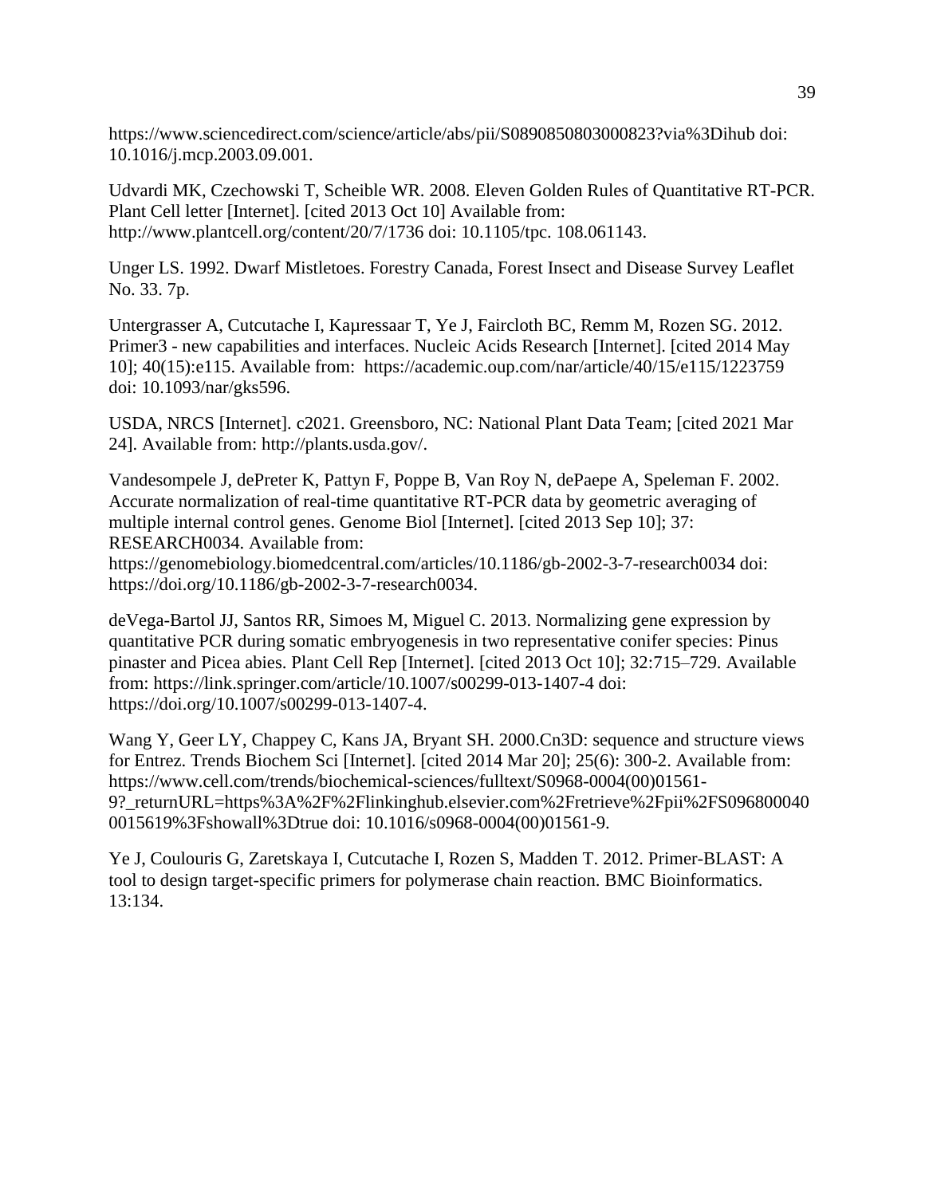https://www.sciencedirect.com/science/article/abs/pii/S0890850803000823?via%3Dihub doi: 10.1016/j.mcp.2003.09.001.

Udvardi MK, Czechowski T, Scheible WR. 2008. Eleven Golden Rules of Quantitative RT-PCR. Plant Cell letter [Internet]. [cited 2013 Oct 10] Available from: http://www.plantcell.org/content/20/7/1736 doi: 10.1105/tpc. 108.061143.

Unger LS. 1992. Dwarf Mistletoes. Forestry Canada, Forest Insect and Disease Survey Leaflet No. 33. 7p.

Untergrasser A, Cutcutache I, Kaµressaar T, Ye J, Faircloth BC, Remm M, Rozen SG. 2012. Primer3 - new capabilities and interfaces. Nucleic Acids Research [Internet]. [cited 2014 May 10]; 40(15):e115. Available from: https://academic.oup.com/nar/article/40/15/e115/1223759 doi: 10.1093/nar/gks596.

USDA, NRCS [Internet]. c2021. Greensboro, NC: National Plant Data Team; [cited 2021 Mar 24]. Available from: http://plants.usda.gov/.

Vandesompele J, dePreter K, Pattyn F, Poppe B, Van Roy N, dePaepe A, Speleman F. 2002. Accurate normalization of real-time quantitative RT-PCR data by geometric averaging of multiple internal control genes. Genome Biol [Internet]. [cited 2013 Sep 10]; 37: RESEARCH0034. Available from: https://genomebiology.biomedcentral.com/articles/10.1186/gb-2002-3-7-research0034 doi: https://doi.org/10.1186/gb-2002-3-7-research0034.

deVega-Bartol JJ, Santos RR, Simoes M, Miguel C. 2013. Normalizing gene expression by quantitative PCR during somatic embryogenesis in two representative conifer species: Pinus pinaster and Picea abies. Plant Cell Rep [Internet]. [cited 2013 Oct 10]; 32:715–729. Available from: https://link.springer.com/article/10.1007/s00299-013-1407-4 doi: https://doi.org/10.1007/s00299-013-1407-4.

Wang Y, Geer LY, Chappey C, Kans JA, Bryant SH. 2000.Cn3D: sequence and structure views for Entrez. Trends Biochem Sci [Internet]. [cited 2014 Mar 20]; 25(6): 300-2. Available from: https://www.cell.com/trends/biochemical-sciences/fulltext/S0968-0004(00)01561-9?_returnURL=https%3A%2F%2Flinkinghub.elsevier.com%2Fretrieve%2Fpii%2FS0968000400015619%3Fshowall%3Dtrue doi: 10.1016/s0968-0004(00)01561-9.

Ye J, Coulouris G, Zaretskaya I, Cutcutache I, Rozen S, Madden T. 2012. Primer-BLAST: A tool to design target-specific primers for polymerase chain reaction. BMC Bioinformatics. 13:134.